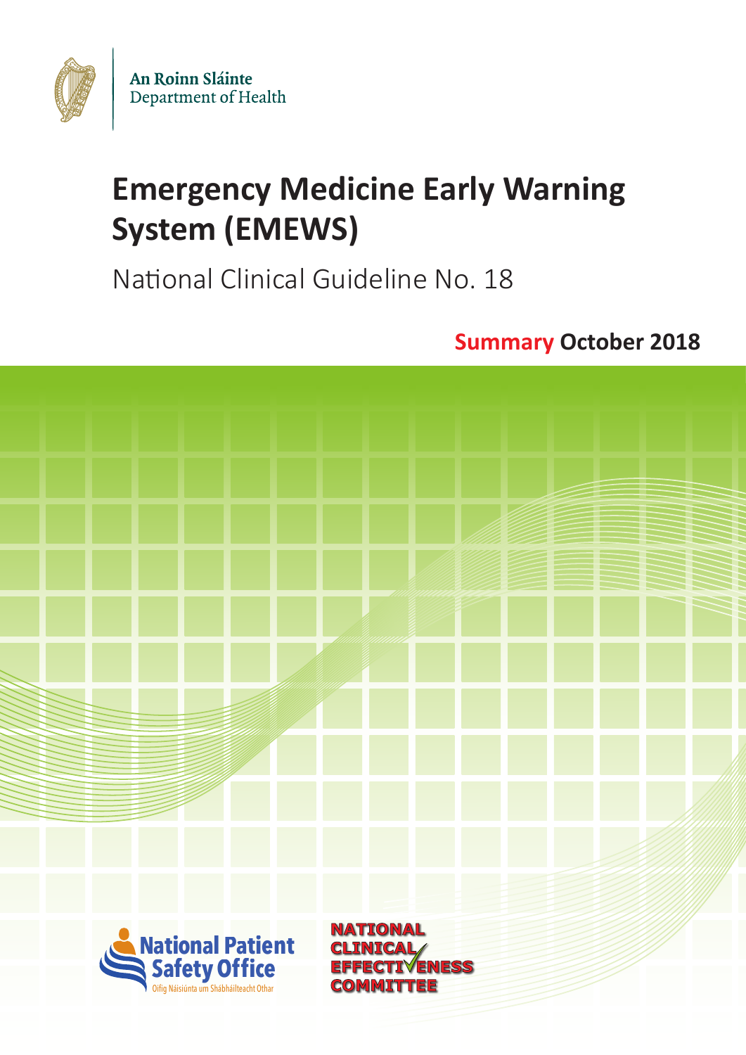An Roinn Sláinte
Department of Health

# Emergency Medicine Early Warning System (EMEWS)

National Clinical Guideline No. 18

**Summary October 2018**

National Patient Safety Office
Oifig Náisiúnta um Shábháilteacht Othar

NATIONAL CLINICAL EFFECTIVENESS COMMITTEE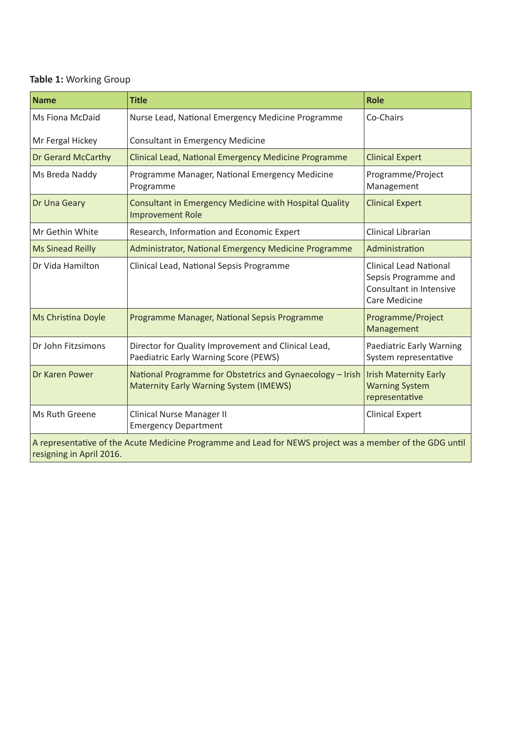**Table 1:** Working Group

| Name | Title | Role |
|---|---|---|
| Ms Fiona McDaid<br><br>Mr Fergal Hickey | Nurse Lead, National Emergency Medicine Programme<br><br>Consultant in Emergency Medicine | Co-Chairs |
| Dr Gerard McCarthy | Clinical Lead, National Emergency Medicine Programme | Clinical Expert |
| Ms Breda Naddy | Programme Manager, National Emergency Medicine Programme | Programme/Project Management |
| Dr Una Geary | Consultant in Emergency Medicine with Hospital Quality Improvement Role | Clinical Expert |
| Mr Gethin White | Research, Information and Economic Expert | Clinical Librarian |
| Ms Sinead Reilly | Administrator, National Emergency Medicine Programme | Administration |
| Dr Vida Hamilton | Clinical Lead, National Sepsis Programme | Clinical Lead National Sepsis Programme and Consultant in Intensive Care Medicine |
| Ms Christina Doyle | Programme Manager, National Sepsis Programme | Programme/Project Management |
| Dr John Fitzsimons | Director for Quality Improvement and Clinical Lead, Paediatric Early Warning Score (PEWS) | Paediatric Early Warning System representative |
| Dr Karen Power | National Programme for Obstetrics and Gynaecology – Irish Maternity Early Warning System (IMEWS) | Irish Maternity Early Warning System representative |
| Ms Ruth Greene | Clinical Nurse Manager II<br>Emergency Department | Clinical Expert |
| A representative of the Acute Medicine Programme and Lead for NEWS project was a member of the GDG until resigning in April 2016. | | |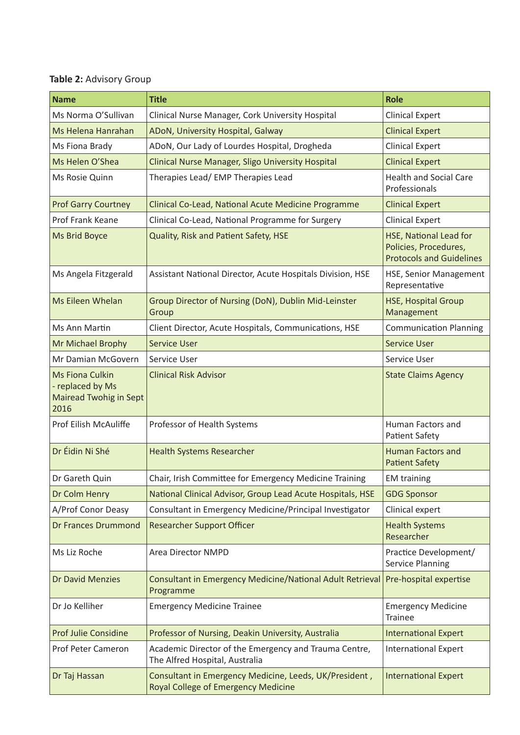**Table 2:** Advisory Group

| Name | Title | Role |
|---|---|---|
| Ms Norma O'Sullivan | Clinical Nurse Manager, Cork University Hospital | Clinical Expert |
| Ms Helena Hanrahan | ADoN, University Hospital, Galway | Clinical Expert |
| Ms Fiona Brady | ADoN, Our Lady of Lourdes Hospital, Drogheda | Clinical Expert |
| Ms Helen O'Shea | Clinical Nurse Manager, Sligo University Hospital | Clinical Expert |
| Ms Rosie Quinn | Therapies Lead/ EMP Therapies Lead | Health and Social Care Professionals |
| Prof Garry Courtney | Clinical Co-Lead, National Acute Medicine Programme | Clinical Expert |
| Prof Frank Keane | Clinical Co-Lead, National Programme for Surgery | Clinical Expert |
| Ms Brid Boyce | Quality, Risk and Patient Safety, HSE | HSE, National Lead for Policies, Procedures, Protocols and Guidelines |
| Ms Angela Fitzgerald | Assistant National Director, Acute Hospitals Division, HSE | HSE, Senior Management Representative |
| Ms Eileen Whelan | Group Director of Nursing (DoN), Dublin Mid-Leinster Group | HSE, Hospital Group Management |
| Ms Ann Martin | Client Director, Acute Hospitals, Communications, HSE | Communication Planning |
| Mr Michael Brophy | Service User | Service User |
| Mr Damian McGovern | Service User | Service User |
| Ms Fiona Culkin - replaced by Ms Mairead Twohig in Sept 2016 | Clinical Risk Advisor | State Claims Agency |
| Prof Eilish McAuliffe | Professor of Health Systems | Human Factors and Patient Safety |
| Dr Éidin Ni Shé | Health Systems Researcher | Human Factors and Patient Safety |
| Dr Gareth Quin | Chair, Irish Committee for Emergency Medicine Training | EM training |
| Dr Colm Henry | National Clinical Advisor, Group Lead Acute Hospitals, HSE | GDG Sponsor |
| A/Prof Conor Deasy | Consultant in Emergency Medicine/Principal Investigator | Clinical expert |
| Dr Frances Drummond | Researcher Support Officer | Health Systems Researcher |
| Ms Liz Roche | Area Director NMPD | Practice Development/ Service Planning |
| Dr David Menzies | Consultant in Emergency Medicine/National Adult Retrieval Programme | Pre-hospital expertise |
| Dr Jo Kelliher | Emergency Medicine Trainee | Emergency Medicine Trainee |
| Prof Julie Considine | Professor of Nursing, Deakin University, Australia | International Expert |
| Prof Peter Cameron | Academic Director of the Emergency and Trauma Centre, The Alfred Hospital, Australia | International Expert |
| Dr Taj Hassan | Consultant in Emergency Medicine, Leeds, UK/President , Royal College of Emergency Medicine | International Expert |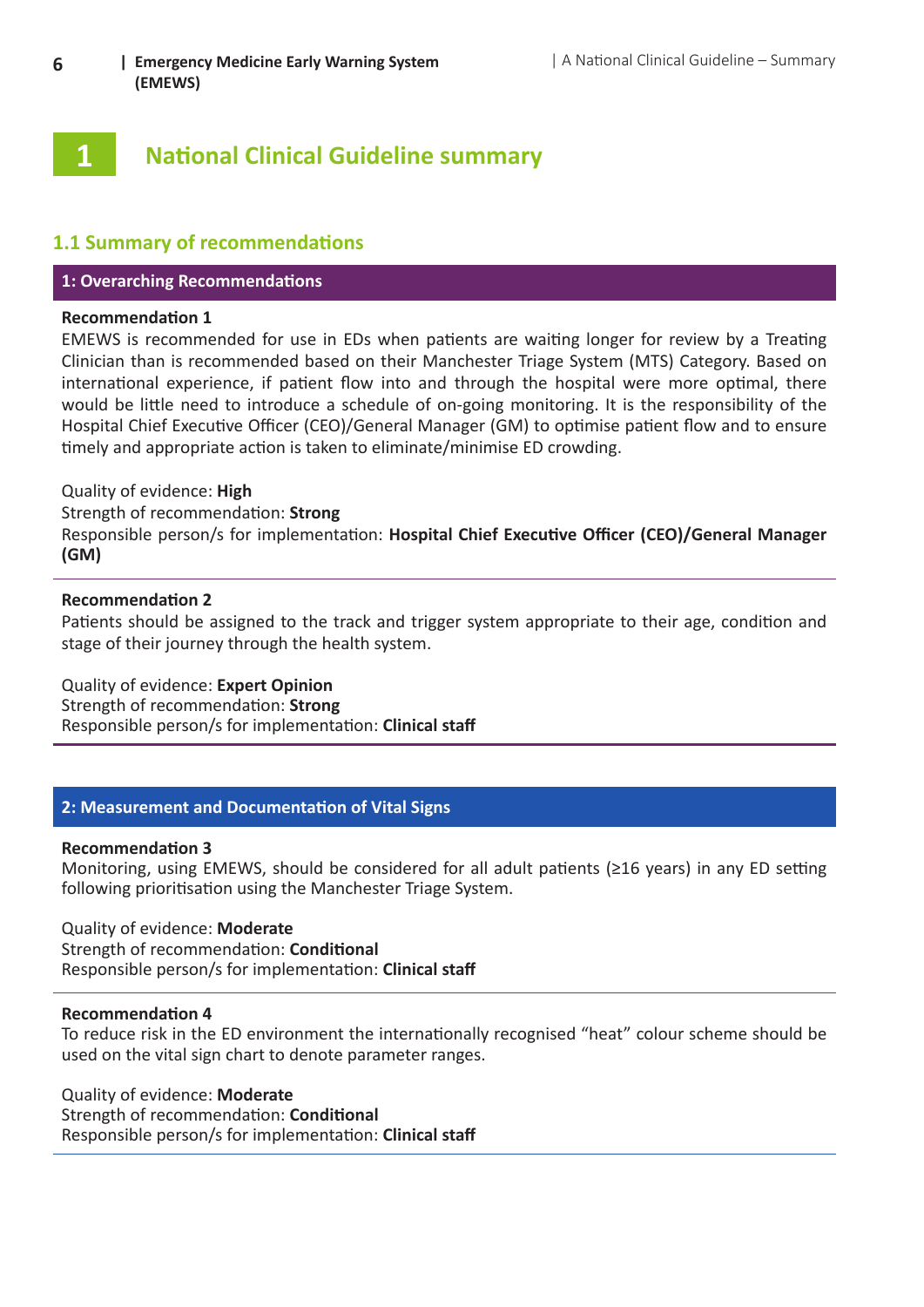# 1 National Clinical Guideline summary

## 1.1 Summary of recommendations

### 1: Overarching Recommendations

**Recommendation 1**

EMEWS is recommended for use in EDs when patients are waiting longer for review by a Treating Clinician than is recommended based on their Manchester Triage System (MTS) Category. Based on international experience, if patient flow into and through the hospital were more optimal, there would be little need to introduce a schedule of on-going monitoring. It is the responsibility of the Hospital Chief Executive Officer (CEO)/General Manager (GM) to optimise patient flow and to ensure timely and appropriate action is taken to eliminate/minimise ED crowding.

Quality of evidence: **High**
Strength of recommendation: **Strong**
Responsible person/s for implementation: **Hospital Chief Executive Officer (CEO)/General Manager (GM)**

**Recommendation 2**

Patients should be assigned to the track and trigger system appropriate to their age, condition and stage of their journey through the health system.

Quality of evidence: **Expert Opinion**
Strength of recommendation: **Strong**
Responsible person/s for implementation: **Clinical staff**

### 2: Measurement and Documentation of Vital Signs

**Recommendation 3**

Monitoring, using EMEWS, should be considered for all adult patients (≥16 years) in any ED setting following prioritisation using the Manchester Triage System.

Quality of evidence: **Moderate**
Strength of recommendation: **Conditional**
Responsible person/s for implementation: **Clinical staff**

**Recommendation 4**

To reduce risk in the ED environment the internationally recognised "heat" colour scheme should be used on the vital sign chart to denote parameter ranges.

Quality of evidence: **Moderate**
Strength of recommendation: **Conditional**
Responsible person/s for implementation: **Clinical staff**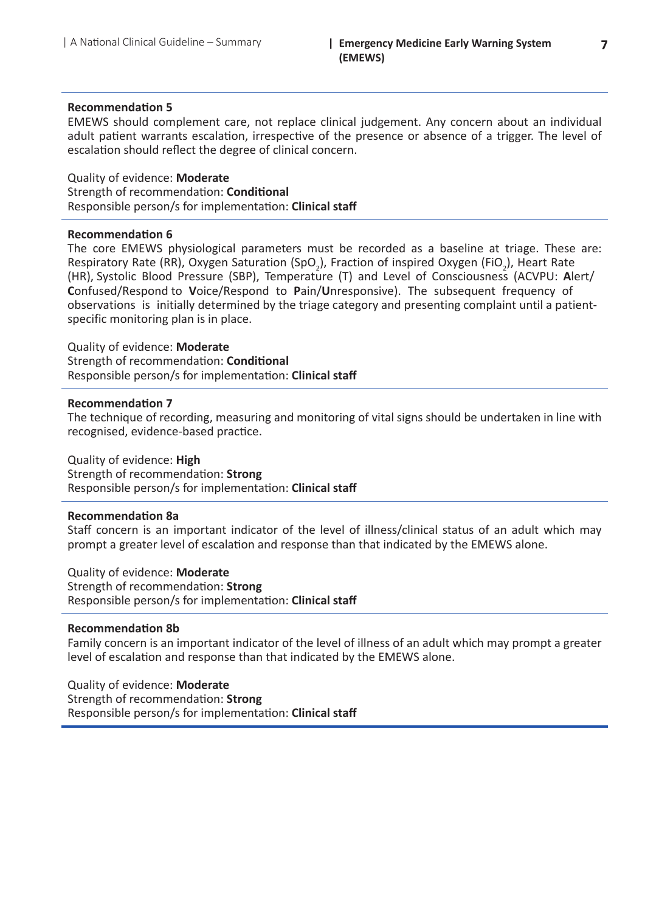**Recommendation 5**

EMEWS should complement care, not replace clinical judgement. Any concern about an individual adult patient warrants escalation, irrespective of the presence or absence of a trigger. The level of escalation should reflect the degree of clinical concern.

Quality of evidence: **Moderate**
Strength of recommendation: **Conditional**
Responsible person/s for implementation: **Clinical staff**

**Recommendation 6**

The core EMEWS physiological parameters must be recorded as a baseline at triage. These are: Respiratory Rate (RR), Oxygen Saturation ($SpO_2$), Fraction of inspired Oxygen ($FiO_2$), Heart Rate (HR), Systolic Blood Pressure (SBP), Temperature (T) and Level of Consciousness (ACVPU: **A**lert/**C**onfused/Respond to **V**oice/Respond to **P**ain/**U**nresponsive). The subsequent frequency of observations is initially determined by the triage category and presenting complaint until a patient-specific monitoring plan is in place.

Quality of evidence: **Moderate**
Strength of recommendation: **Conditional**
Responsible person/s for implementation: **Clinical staff**

**Recommendation 7**

The technique of recording, measuring and monitoring of vital signs should be undertaken in line with recognised, evidence-based practice.

Quality of evidence: **High**
Strength of recommendation: **Strong**
Responsible person/s for implementation: **Clinical staff**

**Recommendation 8a**

Staff concern is an important indicator of the level of illness/clinical status of an adult which may prompt a greater level of escalation and response than that indicated by the EMEWS alone.

Quality of evidence: **Moderate**
Strength of recommendation: **Strong**
Responsible person/s for implementation: **Clinical staff**

**Recommendation 8b**

Family concern is an important indicator of the level of illness of an adult which may prompt a greater level of escalation and response than that indicated by the EMEWS alone.

Quality of evidence: **Moderate**
Strength of recommendation: **Strong**
Responsible person/s for implementation: **Clinical staff**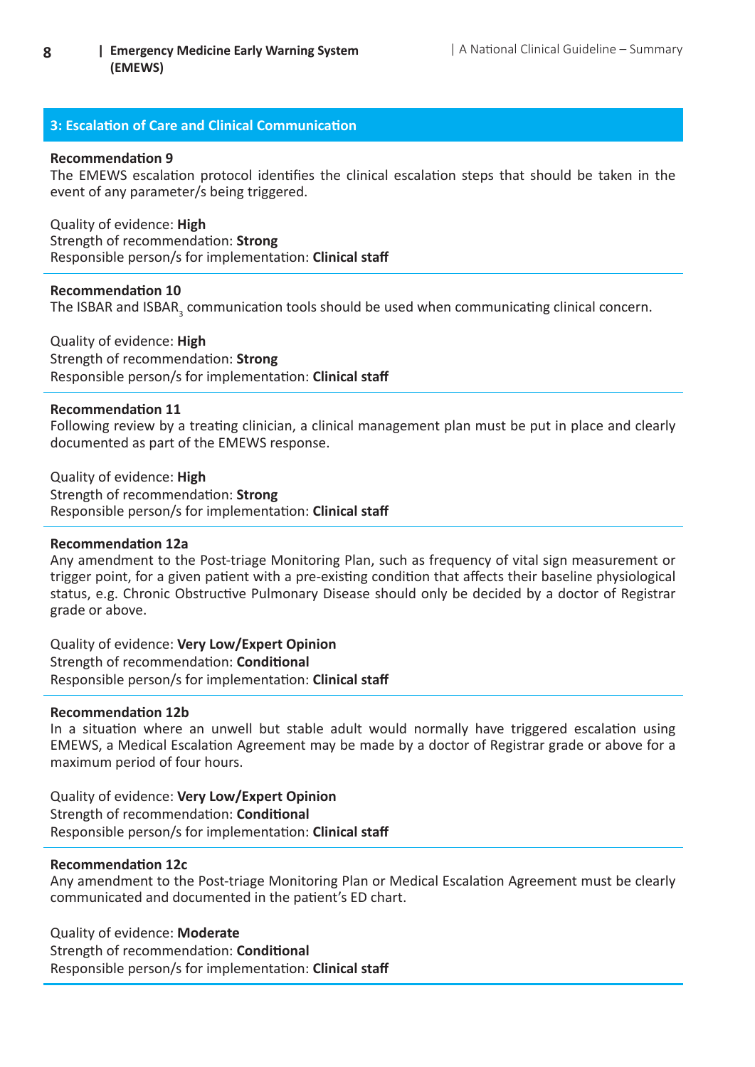## 3: Escalation of Care and Clinical Communication

**Recommendation 9**

The EMEWS escalation protocol identifies the clinical escalation steps that should be taken in the event of any parameter/s being triggered.

Quality of evidence: **High**
Strength of recommendation: **Strong**
Responsible person/s for implementation: **Clinical staff**

**Recommendation 10**

The ISBAR and $ISBAR_3$ communication tools should be used when communicating clinical concern.

Quality of evidence: **High**
Strength of recommendation: **Strong**
Responsible person/s for implementation: **Clinical staff**

**Recommendation 11**

Following review by a treating clinician, a clinical management plan must be put in place and clearly documented as part of the EMEWS response.

Quality of evidence: **High**
Strength of recommendation: **Strong**
Responsible person/s for implementation: **Clinical staff**

**Recommendation 12a**

Any amendment to the Post-triage Monitoring Plan, such as frequency of vital sign measurement or trigger point, for a given patient with a pre-existing condition that affects their baseline physiological status, e.g. Chronic Obstructive Pulmonary Disease should only be decided by a doctor of Registrar grade or above.

Quality of evidence: **Very Low/Expert Opinion**
Strength of recommendation: **Conditional**
Responsible person/s for implementation: **Clinical staff**

**Recommendation 12b**

In a situation where an unwell but stable adult would normally have triggered escalation using EMEWS, a Medical Escalation Agreement may be made by a doctor of Registrar grade or above for a maximum period of four hours.

Quality of evidence: **Very Low/Expert Opinion**
Strength of recommendation: **Conditional**
Responsible person/s for implementation: **Clinical staff**

**Recommendation 12c**

Any amendment to the Post-triage Monitoring Plan or Medical Escalation Agreement must be clearly communicated and documented in the patient's ED chart.

Quality of evidence: **Moderate**
Strength of recommendation: **Conditional**
Responsible person/s for implementation: **Clinical staff**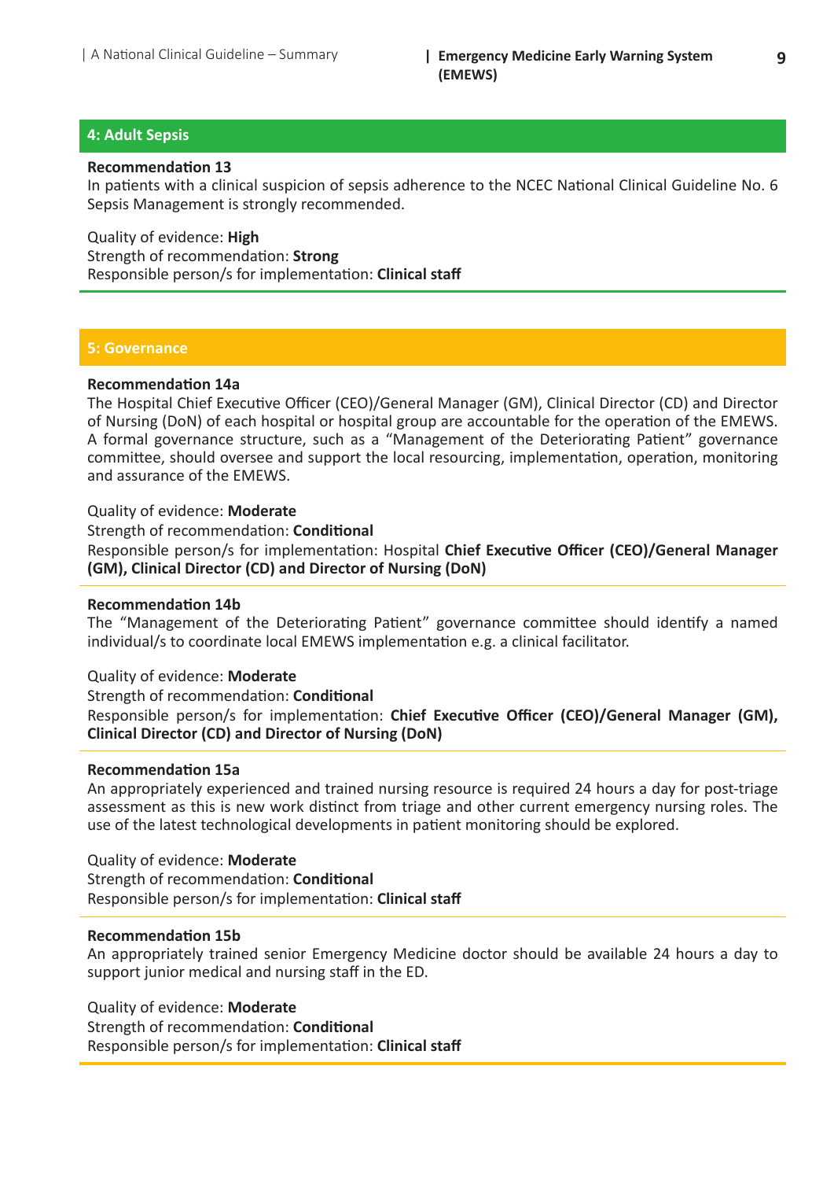## 4: Adult Sepsis

**Recommendation 13**

In patients with a clinical suspicion of sepsis adherence to the NCEC National Clinical Guideline No. 6 Sepsis Management is strongly recommended.

Quality of evidence: **High**
Strength of recommendation: **Strong**
Responsible person/s for implementation: **Clinical staff**

## 5: Governance

**Recommendation 14a**

The Hospital Chief Executive Officer (CEO)/General Manager (GM), Clinical Director (CD) and Director of Nursing (DoN) of each hospital or hospital group are accountable for the operation of the EMEWS. A formal governance structure, such as a "Management of the Deteriorating Patient" governance committee, should oversee and support the local resourcing, implementation, operation, monitoring and assurance of the EMEWS.

Quality of evidence: **Moderate**
Strength of recommendation: **Conditional**
Responsible person/s for implementation: Hospital **Chief Executive Officer (CEO)/General Manager (GM), Clinical Director (CD) and Director of Nursing (DoN)**

**Recommendation 14b**

The "Management of the Deteriorating Patient" governance committee should identify a named individual/s to coordinate local EMEWS implementation e.g. a clinical facilitator.

Quality of evidence: **Moderate**
Strength of recommendation: **Conditional**
Responsible person/s for implementation: **Chief Executive Officer (CEO)/General Manager (GM), Clinical Director (CD) and Director of Nursing (DoN)**

**Recommendation 15a**

An appropriately experienced and trained nursing resource is required 24 hours a day for post-triage assessment as this is new work distinct from triage and other current emergency nursing roles. The use of the latest technological developments in patient monitoring should be explored.

Quality of evidence: **Moderate**
Strength of recommendation: **Conditional**
Responsible person/s for implementation: **Clinical staff**

**Recommendation 15b**

An appropriately trained senior Emergency Medicine doctor should be available 24 hours a day to support junior medical and nursing staff in the ED.

Quality of evidence: **Moderate**
Strength of recommendation: **Conditional**
Responsible person/s for implementation: **Clinical staff**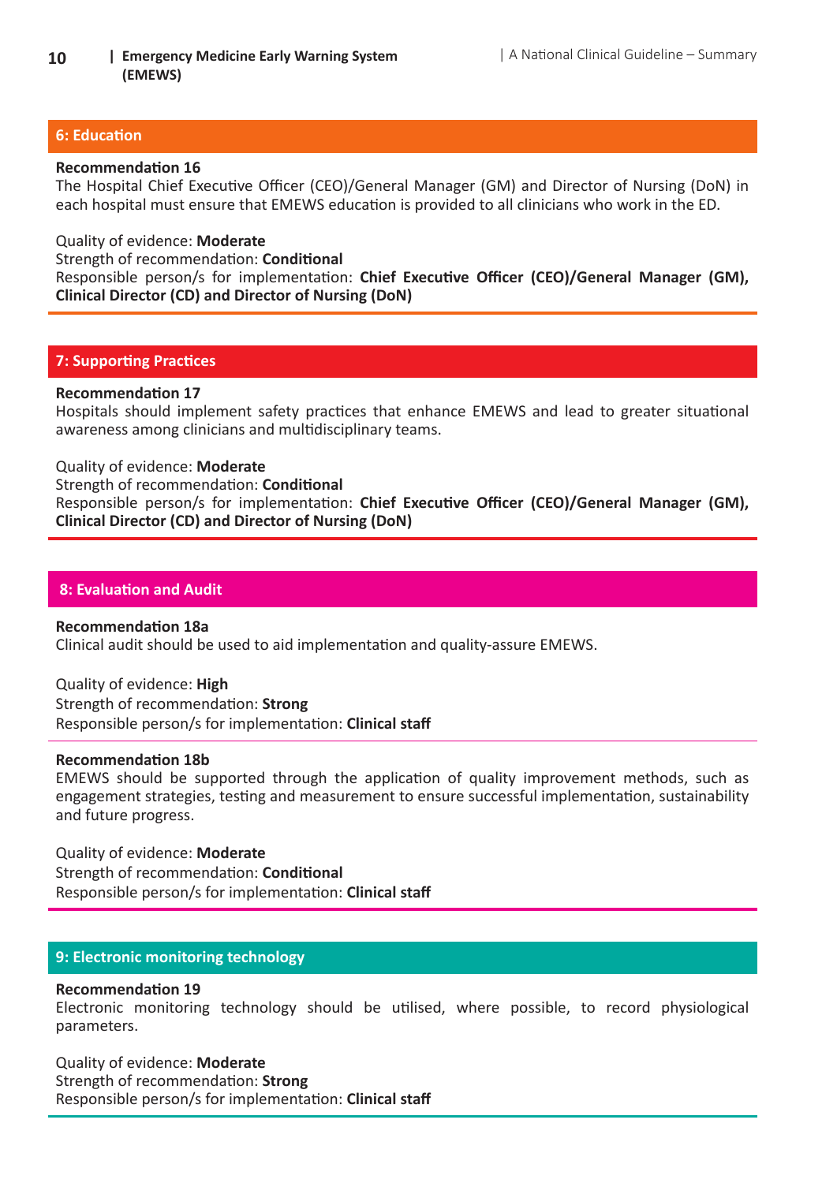## 6: Education

**Recommendation 16**
The Hospital Chief Executive Officer (CEO)/General Manager (GM) and Director of Nursing (DoN) in each hospital must ensure that EMEWS education is provided to all clinicians who work in the ED.

Quality of evidence: **Moderate**
Strength of recommendation: **Conditional**
Responsible person/s for implementation: **Chief Executive Officer (CEO)/General Manager (GM), Clinical Director (CD) and Director of Nursing (DoN)**

## 7: Supporting Practices

**Recommendation 17**
Hospitals should implement safety practices that enhance EMEWS and lead to greater situational awareness among clinicians and multidisciplinary teams.

Quality of evidence: **Moderate**
Strength of recommendation: **Conditional**
Responsible person/s for implementation: **Chief Executive Officer (CEO)/General Manager (GM), Clinical Director (CD) and Director of Nursing (DoN)**

## 8: Evaluation and Audit

**Recommendation 18a**
Clinical audit should be used to aid implementation and quality-assure EMEWS.

Quality of evidence: **High**
Strength of recommendation: **Strong**
Responsible person/s for implementation: **Clinical staff**

**Recommendation 18b**
EMEWS should be supported through the application of quality improvement methods, such as engagement strategies, testing and measurement to ensure successful implementation, sustainability and future progress.

Quality of evidence: **Moderate**
Strength of recommendation: **Conditional**
Responsible person/s for implementation: **Clinical staff**

## 9: Electronic monitoring technology

**Recommendation 19**
Electronic monitoring technology should be utilised, where possible, to record physiological parameters.

Quality of evidence: **Moderate**
Strength of recommendation: **Strong**
Responsible person/s for implementation: **Clinical staff**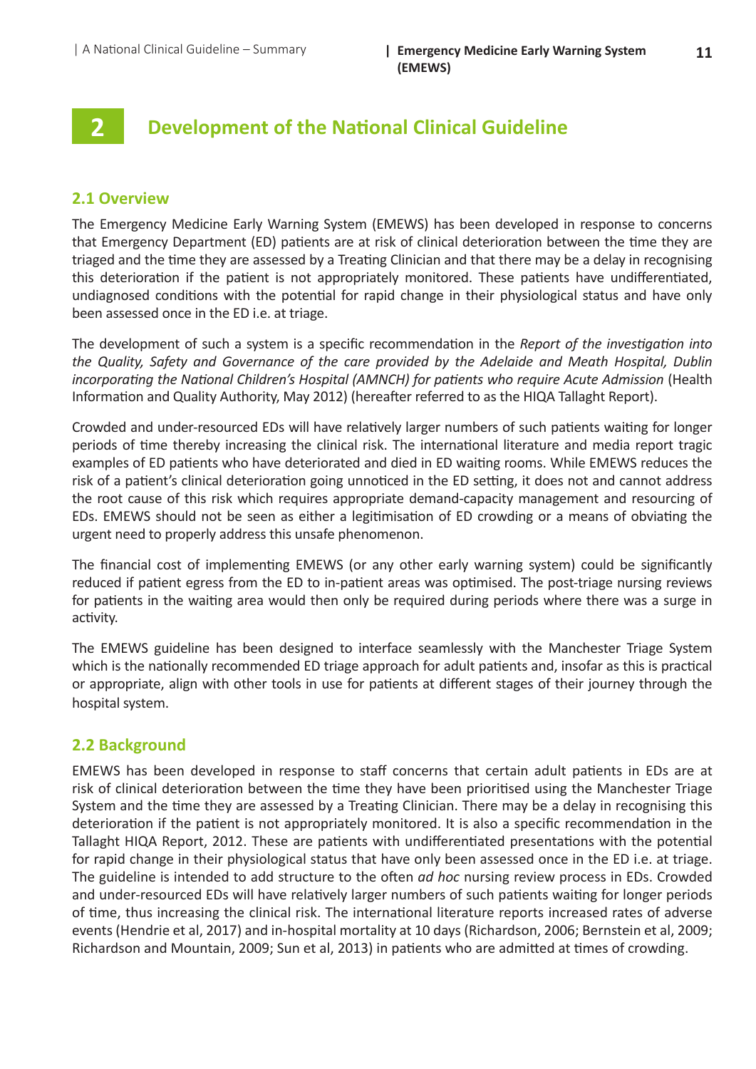# 2 Development of the National Clinical Guideline

## 2.1 Overview

The Emergency Medicine Early Warning System (EMEWS) has been developed in response to concerns that Emergency Department (ED) patients are at risk of clinical deterioration between the time they are triaged and the time they are assessed by a Treating Clinician and that there may be a delay in recognising this deterioration if the patient is not appropriately monitored. These patients have undifferentiated, undiagnosed conditions with the potential for rapid change in their physiological status and have only been assessed once in the ED i.e. at triage.

The development of such a system is a specific recommendation in the *Report of the investigation into the Quality, Safety and Governance of the care provided by the Adelaide and Meath Hospital, Dublin incorporating the National Children's Hospital (AMNCH) for patients who require Acute Admission* (Health Information and Quality Authority, May 2012) (hereafter referred to as the HIQA Tallaght Report).

Crowded and under-resourced EDs will have relatively larger numbers of such patients waiting for longer periods of time thereby increasing the clinical risk. The international literature and media report tragic examples of ED patients who have deteriorated and died in ED waiting rooms. While EMEWS reduces the risk of a patient's clinical deterioration going unnoticed in the ED setting, it does not and cannot address the root cause of this risk which requires appropriate demand-capacity management and resourcing of EDs. EMEWS should not be seen as either a legitimisation of ED crowding or a means of obviating the urgent need to properly address this unsafe phenomenon.

The financial cost of implementing EMEWS (or any other early warning system) could be significantly reduced if patient egress from the ED to in-patient areas was optimised. The post-triage nursing reviews for patients in the waiting area would then only be required during periods where there was a surge in activity.

The EMEWS guideline has been designed to interface seamlessly with the Manchester Triage System which is the nationally recommended ED triage approach for adult patients and, insofar as this is practical or appropriate, align with other tools in use for patients at different stages of their journey through the hospital system.

## 2.2 Background

EMEWS has been developed in response to staff concerns that certain adult patients in EDs are at risk of clinical deterioration between the time they have been prioritised using the Manchester Triage System and the time they are assessed by a Treating Clinician. There may be a delay in recognising this deterioration if the patient is not appropriately monitored. It is also a specific recommendation in the Tallaght HIQA Report, 2012. These are patients with undifferentiated presentations with the potential for rapid change in their physiological status that have only been assessed once in the ED i.e. at triage. The guideline is intended to add structure to the often *ad hoc* nursing review process in EDs. Crowded and under-resourced EDs will have relatively larger numbers of such patients waiting for longer periods of time, thus increasing the clinical risk. The international literature reports increased rates of adverse events (Hendrie et al, 2017) and in-hospital mortality at 10 days (Richardson, 2006; Bernstein et al, 2009; Richardson and Mountain, 2009; Sun et al, 2013) in patients who are admitted at times of crowding.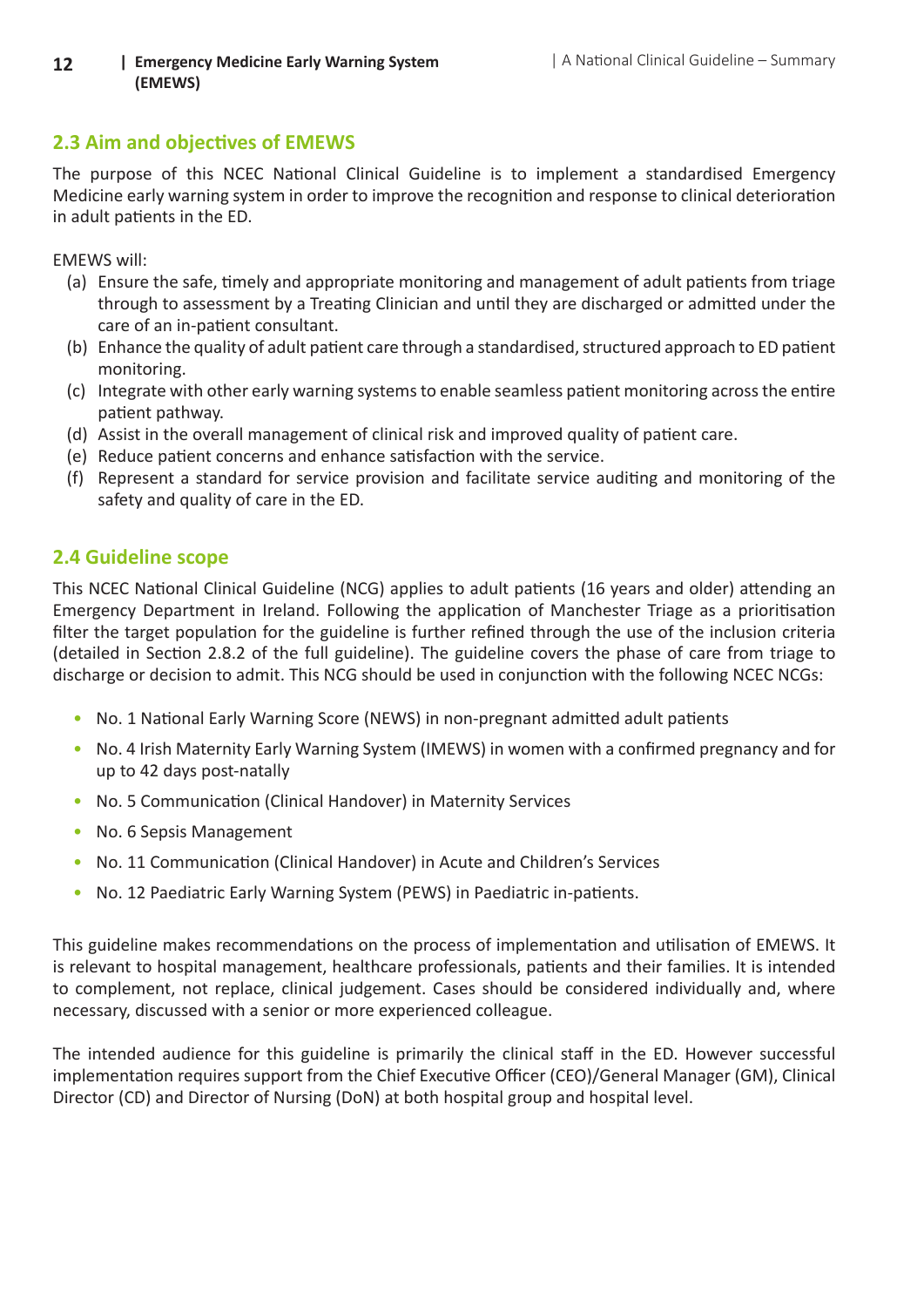## 2.3 Aim and objectives of EMEWS

The purpose of this NCEC National Clinical Guideline is to implement a standardised Emergency Medicine early warning system in order to improve the recognition and response to clinical deterioration in adult patients in the ED.

EMEWS will:

(a) Ensure the safe, timely and appropriate monitoring and management of adult patients from triage through to assessment by a Treating Clinician and until they are discharged or admitted under the care of an in-patient consultant.
(b) Enhance the quality of adult patient care through a standardised, structured approach to ED patient monitoring.
(c) Integrate with other early warning systems to enable seamless patient monitoring across the entire patient pathway.
(d) Assist in the overall management of clinical risk and improved quality of patient care.
(e) Reduce patient concerns and enhance satisfaction with the service.
(f) Represent a standard for service provision and facilitate service auditing and monitoring of the safety and quality of care in the ED.

## 2.4 Guideline scope

This NCEC National Clinical Guideline (NCG) applies to adult patients (16 years and older) attending an Emergency Department in Ireland. Following the application of Manchester Triage as a prioritisation filter the target population for the guideline is further refined through the use of the inclusion criteria (detailed in Section 2.8.2 of the full guideline). The guideline covers the phase of care from triage to discharge or decision to admit. This NCG should be used in conjunction with the following NCEC NCGs:

- No. 1 National Early Warning Score (NEWS) in non-pregnant admitted adult patients
- No. 4 Irish Maternity Early Warning System (IMEWS) in women with a confirmed pregnancy and for up to 42 days post-natally
- No. 5 Communication (Clinical Handover) in Maternity Services
- No. 6 Sepsis Management
- No. 11 Communication (Clinical Handover) in Acute and Children's Services
- No. 12 Paediatric Early Warning System (PEWS) in Paediatric in-patients.

This guideline makes recommendations on the process of implementation and utilisation of EMEWS. It is relevant to hospital management, healthcare professionals, patients and their families. It is intended to complement, not replace, clinical judgement. Cases should be considered individually and, where necessary, discussed with a senior or more experienced colleague.

The intended audience for this guideline is primarily the clinical staff in the ED. However successful implementation requires support from the Chief Executive Officer (CEO)/General Manager (GM), Clinical Director (CD) and Director of Nursing (DoN) at both hospital group and hospital level.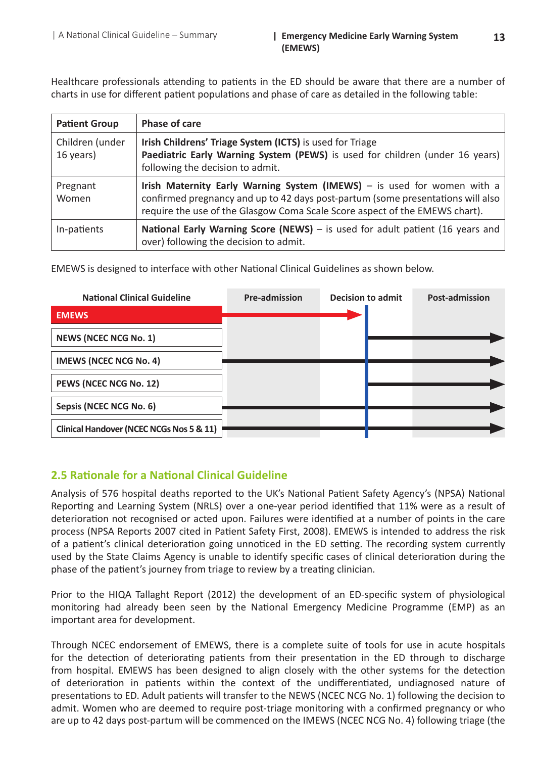Healthcare professionals attending to patients in the ED should be aware that there are a number of charts in use for different patient populations and phase of care as detailed in the following table:

| Patient Group | Phase of care |
|---|---|
| Children (under 16 years) | **Irish Childrens' Triage System (ICTS)** is used for Triage<br>**Paediatric Early Warning System (PEWS)** is used for children (under 16 years) following the decision to admit. |
| Pregnant Women | **Irish Maternity Early Warning System (IMEWS)** – is used for women with a confirmed pregnancy and up to 42 days post-partum (some presentations will also require the use of the Glasgow Coma Scale Score aspect of the EMEWS chart). |
| In-patients | **National Early Warning Score (NEWS)** – is used for adult patient (16 years and over) following the decision to admit. |

EMEWS is designed to interface with other National Clinical Guidelines as shown below.

| National Clinical Guideline | Pre-admission | Decision to admit | Post-admission |
|---|---|---|---|
| **EMEWS** | → | → | |
| **NEWS (NCEC NCG No. 1)** | | → | → |
| **IMEWS (NCEC NCG No. 4)** | → | → | → |
| **PEWS (NCEC NCG No. 12)** | | → | → |
| **Sepsis (NCEC NCG No. 6)** | → | → | → |
| **Clinical Handover (NCEC NCGs Nos 5 & 11)** | → | → | → |

## 2.5 Rationale for a National Clinical Guideline

Analysis of 576 hospital deaths reported to the UK's National Patient Safety Agency's (NPSA) National Reporting and Learning System (NRLS) over a one-year period identified that 11% were as a result of deterioration not recognised or acted upon. Failures were identified at a number of points in the care process (NPSA Reports 2007 cited in Patient Safety First, 2008). EMEWS is intended to address the risk of a patient's clinical deterioration going unnoticed in the ED setting. The recording system currently used by the State Claims Agency is unable to identify specific cases of clinical deterioration during the phase of the patient's journey from triage to review by a treating clinician.

Prior to the HIQA Tallaght Report (2012) the development of an ED-specific system of physiological monitoring had already been seen by the National Emergency Medicine Programme (EMP) as an important area for development.

Through NCEC endorsement of EMEWS, there is a complete suite of tools for use in acute hospitals for the detection of deteriorating patients from their presentation in the ED through to discharge from hospital. EMEWS has been designed to align closely with the other systems for the detection of deterioration in patients within the context of the undifferentiated, undiagnosed nature of presentations to ED. Adult patients will transfer to the NEWS (NCEC NCG No. 1) following the decision to admit. Women who are deemed to require post-triage monitoring with a confirmed pregnancy or who are up to 42 days post-partum will be commenced on the IMEWS (NCEC NCG No. 4) following triage (the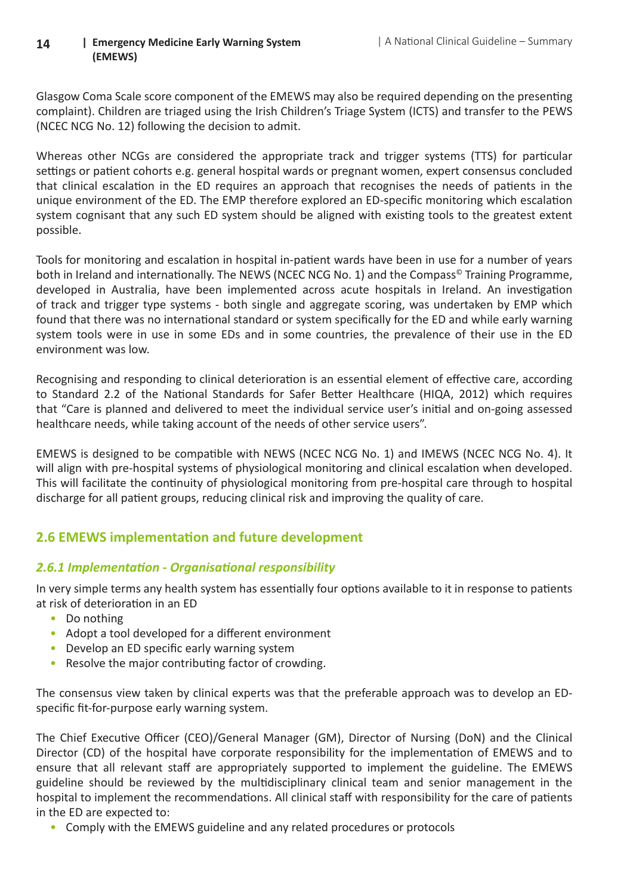Glasgow Coma Scale score component of the EMEWS may also be required depending on the presenting complaint). Children are triaged using the Irish Children's Triage System (ICTS) and transfer to the PEWS (NCEC NCG No. 12) following the decision to admit.

Whereas other NCGs are considered the appropriate track and trigger systems (TTS) for particular settings or patient cohorts e.g. general hospital wards or pregnant women, expert consensus concluded that clinical escalation in the ED requires an approach that recognises the needs of patients in the unique environment of the ED. The EMP therefore explored an ED-specific monitoring which escalation system cognisant that any such ED system should be aligned with existing tools to the greatest extent possible.

Tools for monitoring and escalation in hospital in-patient wards have been in use for a number of years both in Ireland and internationally. The NEWS (NCEC NCG No. 1) and the Compass© Training Programme, developed in Australia, have been implemented across acute hospitals in Ireland. An investigation of track and trigger type systems - both single and aggregate scoring, was undertaken by EMP which found that there was no international standard or system specifically for the ED and while early warning system tools were in use in some EDs and in some countries, the prevalence of their use in the ED environment was low.

Recognising and responding to clinical deterioration is an essential element of effective care, according to Standard 2.2 of the National Standards for Safer Better Healthcare (HIQA, 2012) which requires that "Care is planned and delivered to meet the individual service user's initial and on-going assessed healthcare needs, while taking account of the needs of other service users".

EMEWS is designed to be compatible with NEWS (NCEC NCG No. 1) and IMEWS (NCEC NCG No. 4). It will align with pre-hospital systems of physiological monitoring and clinical escalation when developed. This will facilitate the continuity of physiological monitoring from pre-hospital care through to hospital discharge for all patient groups, reducing clinical risk and improving the quality of care.

## 2.6 EMEWS implementation and future development

### *2.6.1 Implementation - Organisational responsibility*

In very simple terms any health system has essentially four options available to it in response to patients at risk of deterioration in an ED

- Do nothing
- Adopt a tool developed for a different environment
- Develop an ED specific early warning system
- Resolve the major contributing factor of crowding.

The consensus view taken by clinical experts was that the preferable approach was to develop an ED-specific fit-for-purpose early warning system.

The Chief Executive Officer (CEO)/General Manager (GM), Director of Nursing (DoN) and the Clinical Director (CD) of the hospital have corporate responsibility for the implementation of EMEWS and to ensure that all relevant staff are appropriately supported to implement the guideline. The EMEWS guideline should be reviewed by the multidisciplinary clinical team and senior management in the hospital to implement the recommendations. All clinical staff with responsibility for the care of patients in the ED are expected to:

- Comply with the EMEWS guideline and any related procedures or protocols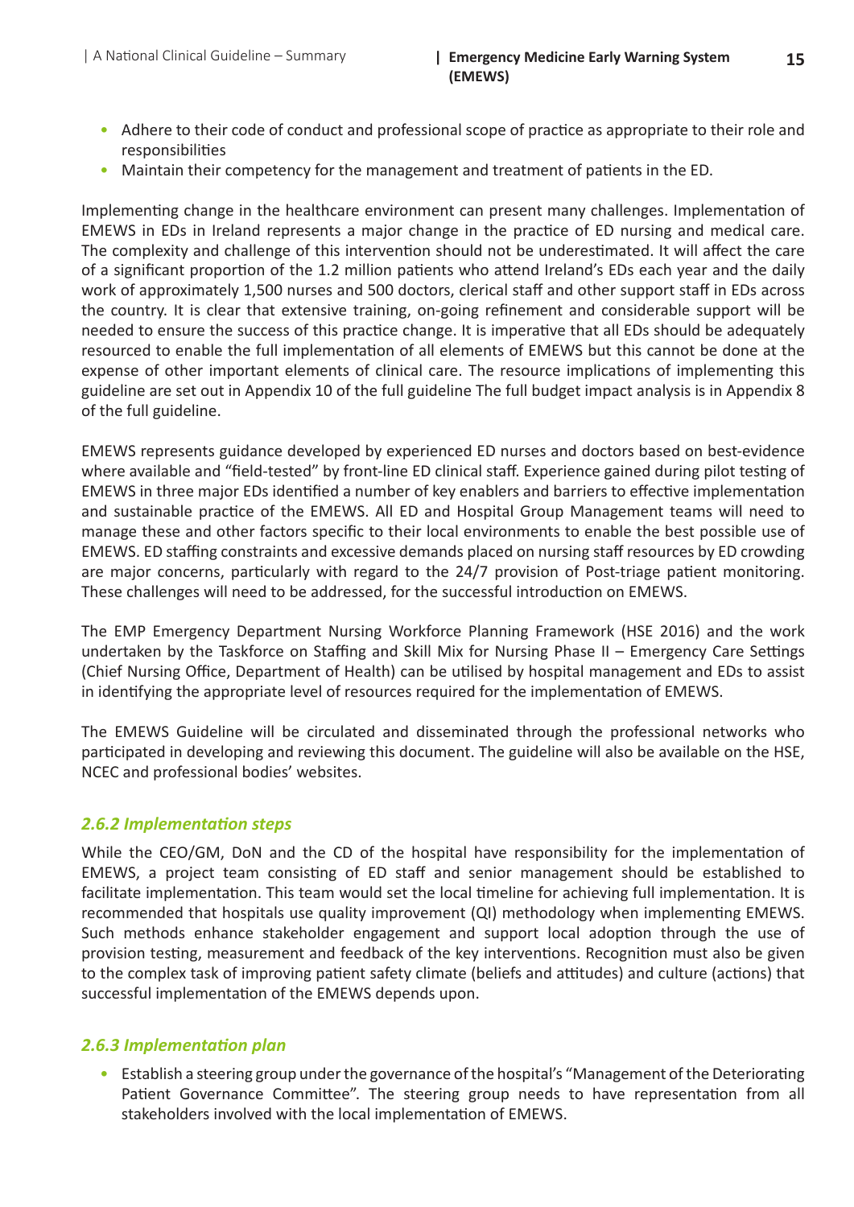- Adhere to their code of conduct and professional scope of practice as appropriate to their role and responsibilities
- Maintain their competency for the management and treatment of patients in the ED.

Implementing change in the healthcare environment can present many challenges. Implementation of EMEWS in EDs in Ireland represents a major change in the practice of ED nursing and medical care. The complexity and challenge of this intervention should not be underestimated. It will affect the care of a significant proportion of the 1.2 million patients who attend Ireland's EDs each year and the daily work of approximately 1,500 nurses and 500 doctors, clerical staff and other support staff in EDs across the country. It is clear that extensive training, on-going refinement and considerable support will be needed to ensure the success of this practice change. It is imperative that all EDs should be adequately resourced to enable the full implementation of all elements of EMEWS but this cannot be done at the expense of other important elements of clinical care. The resource implications of implementing this guideline are set out in Appendix 10 of the full guideline The full budget impact analysis is in Appendix 8 of the full guideline.

EMEWS represents guidance developed by experienced ED nurses and doctors based on best-evidence where available and "field-tested" by front-line ED clinical staff. Experience gained during pilot testing of EMEWS in three major EDs identified a number of key enablers and barriers to effective implementation and sustainable practice of the EMEWS. All ED and Hospital Group Management teams will need to manage these and other factors specific to their local environments to enable the best possible use of EMEWS. ED staffing constraints and excessive demands placed on nursing staff resources by ED crowding are major concerns, particularly with regard to the 24/7 provision of Post-triage patient monitoring. These challenges will need to be addressed, for the successful introduction on EMEWS.

The EMP Emergency Department Nursing Workforce Planning Framework (HSE 2016) and the work undertaken by the Taskforce on Staffing and Skill Mix for Nursing Phase II – Emergency Care Settings (Chief Nursing Office, Department of Health) can be utilised by hospital management and EDs to assist in identifying the appropriate level of resources required for the implementation of EMEWS.

The EMEWS Guideline will be circulated and disseminated through the professional networks who participated in developing and reviewing this document. The guideline will also be available on the HSE, NCEC and professional bodies' websites.

### *2.6.2 Implementation steps*

While the CEO/GM, DoN and the CD of the hospital have responsibility for the implementation of EMEWS, a project team consisting of ED staff and senior management should be established to facilitate implementation. This team would set the local timeline for achieving full implementation. It is recommended that hospitals use quality improvement (QI) methodology when implementing EMEWS. Such methods enhance stakeholder engagement and support local adoption through the use of provision testing, measurement and feedback of the key interventions. Recognition must also be given to the complex task of improving patient safety climate (beliefs and attitudes) and culture (actions) that successful implementation of the EMEWS depends upon.

### *2.6.3 Implementation plan*

- Establish a steering group under the governance of the hospital's "Management of the Deteriorating Patient Governance Committee". The steering group needs to have representation from all stakeholders involved with the local implementation of EMEWS.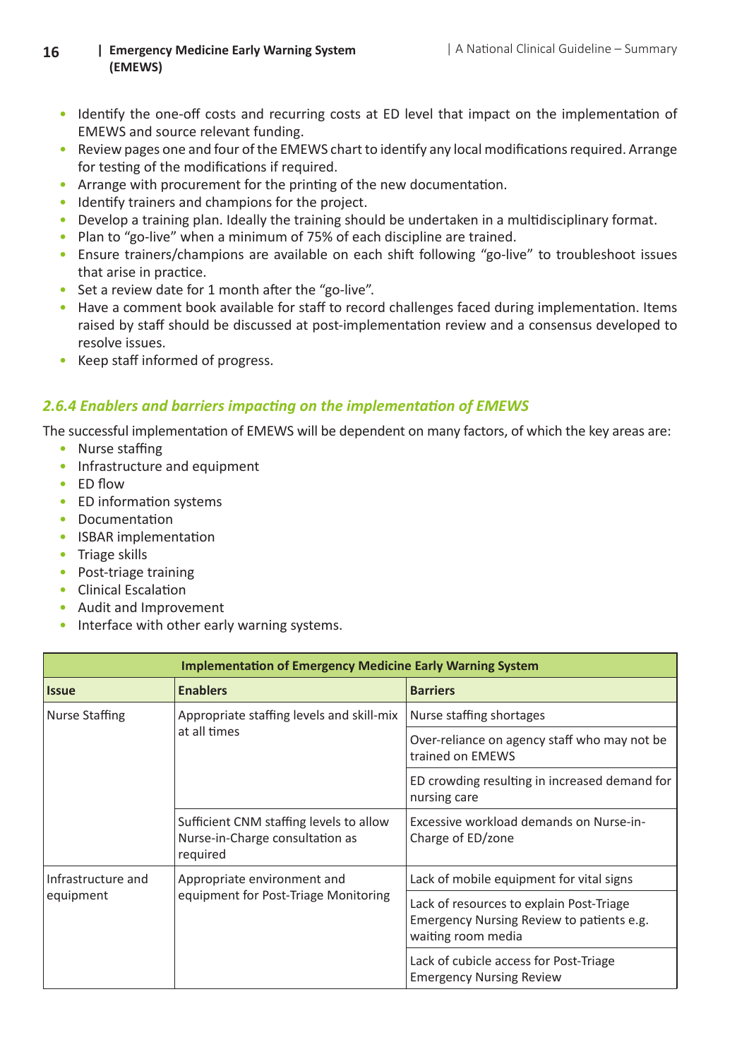- Identify the one-off costs and recurring costs at ED level that impact on the implementation of EMEWS and source relevant funding.
- Review pages one and four of the EMEWS chart to identify any local modifications required. Arrange for testing of the modifications if required.
- Arrange with procurement for the printing of the new documentation.
- Identify trainers and champions for the project.
- Develop a training plan. Ideally the training should be undertaken in a multidisciplinary format.
- Plan to "go-live" when a minimum of 75% of each discipline are trained.
- Ensure trainers/champions are available on each shift following "go-live" to troubleshoot issues that arise in practice.
- Set a review date for 1 month after the "go-live".
- Have a comment book available for staff to record challenges faced during implementation. Items raised by staff should be discussed at post-implementation review and a consensus developed to resolve issues.
- Keep staff informed of progress.

### *2.6.4 Enablers and barriers impacting on the implementation of EMEWS*

The successful implementation of EMEWS will be dependent on many factors, of which the key areas are:

- Nurse staffing
- Infrastructure and equipment
- ED flow
- ED information systems
- Documentation
- ISBAR implementation
- Triage skills
- Post-triage training
- Clinical Escalation
- Audit and Improvement
- Interface with other early warning systems.

| Implementation of Emergency Medicine Early Warning System | | |
|---|---|---|
| **Issue** | **Enablers** | **Barriers** |
| Nurse Staffing | Appropriate staffing levels and skill-mix at all times | Nurse staffing shortages |
| | | Over-reliance on agency staff who may not be trained on EMEWS |
| | | ED crowding resulting in increased demand for nursing care |
| | Sufficient CNM staffing levels to allow Nurse-in-Charge consultation as required | Excessive workload demands on Nurse-in-Charge of ED/zone |
| Infrastructure and equipment | Appropriate environment and equipment for Post-Triage Monitoring | Lack of mobile equipment for vital signs |
| | | Lack of resources to explain Post-Triage Emergency Nursing Review to patients e.g. waiting room media |
| | | Lack of cubicle access for Post-Triage Emergency Nursing Review |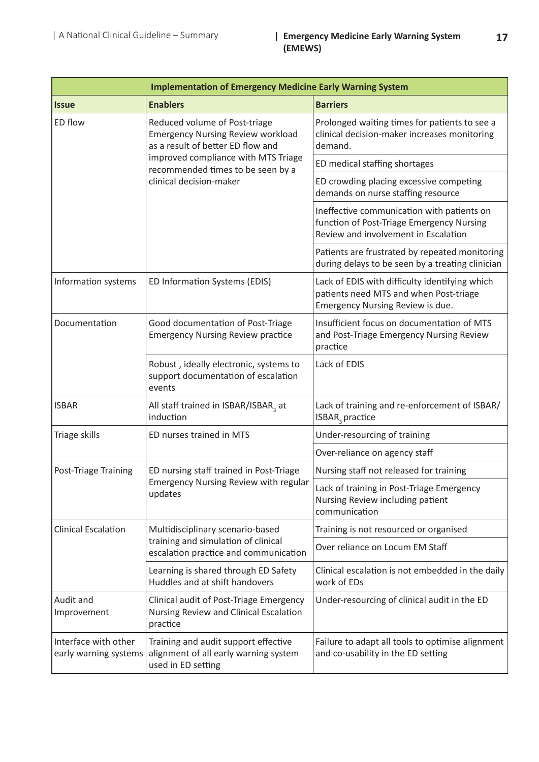| Implementation of Emergency Medicine Early Warning System | | |
|---|---|---|
| **Issue** | **Enablers** | **Barriers** |
| ED flow | Reduced volume of Post-triage Emergency Nursing Review workload as a result of better ED flow and improved compliance with MTS Triage recommended times to be seen by a clinical decision-maker | Prolonged waiting times for patients to see a clinical decision-maker increases monitoring demand. |
| | | ED medical staffing shortages |
| | | ED crowding placing excessive competing demands on nurse staffing resource |
| | | Ineffective communication with patients on function of Post-Triage Emergency Nursing Review and involvement in Escalation |
| | | Patients are frustrated by repeated monitoring during delays to be seen by a treating clinician |
| Information systems | ED Information Systems (EDIS) | Lack of EDIS with difficulty identifying which patients need MTS and when Post-triage Emergency Nursing Review is due. |
| Documentation | Good documentation of Post-Triage Emergency Nursing Review practice | Insufficient focus on documentation of MTS and Post-Triage Emergency Nursing Review practice |
| | Robust , ideally electronic, systems to support documentation of escalation events | Lack of EDIS |
| ISBAR | All staff trained in ISBAR/ISBAR$_3$ at induction | Lack of training and re-enforcement of ISBAR/ ISBAR$_3$ practice |
| Triage skills | ED nurses trained in MTS | Under-resourcing of training |
| | | Over-reliance on agency staff |
| Post-Triage Training | ED nursing staff trained in Post-Triage Emergency Nursing Review with regular updates | Nursing staff not released for training |
| | | Lack of training in Post-Triage Emergency Nursing Review including patient communication |
| Clinical Escalation | Multidisciplinary scenario-based training and simulation of clinical escalation practice and communication | Training is not resourced or organised |
| | | Over reliance on Locum EM Staff |
| | Learning is shared through ED Safety Huddles and at shift handovers | Clinical escalation is not embedded in the daily work of EDs |
| Audit and Improvement | Clinical audit of Post-Triage Emergency Nursing Review and Clinical Escalation practice | Under-resourcing of clinical audit in the ED |
| Interface with other early warning systems | Training and audit support effective alignment of all early warning system used in ED setting | Failure to adapt all tools to optimise alignment and co-usability in the ED setting |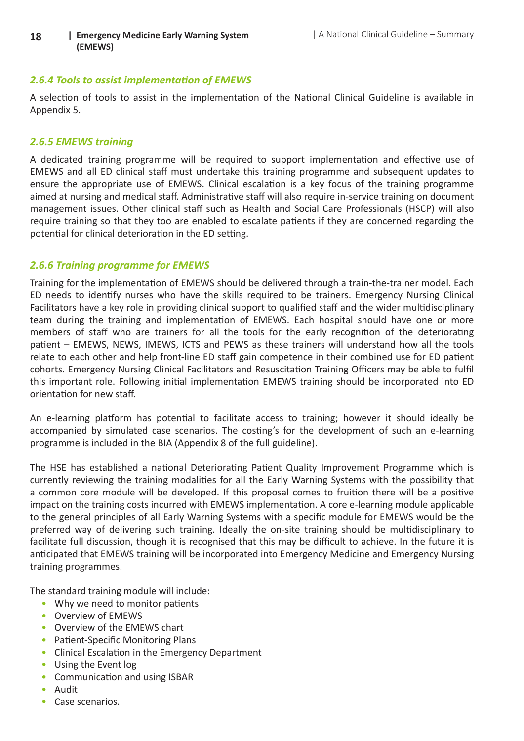### *2.6.4 Tools to assist implementation of EMEWS*

A selection of tools to assist in the implementation of the National Clinical Guideline is available in Appendix 5.

### *2.6.5 EMEWS training*

A dedicated training programme will be required to support implementation and effective use of EMEWS and all ED clinical staff must undertake this training programme and subsequent updates to ensure the appropriate use of EMEWS. Clinical escalation is a key focus of the training programme aimed at nursing and medical staff. Administrative staff will also require in-service training on document management issues. Other clinical staff such as Health and Social Care Professionals (HSCP) will also require training so that they too are enabled to escalate patients if they are concerned regarding the potential for clinical deterioration in the ED setting.

### *2.6.6 Training programme for EMEWS*

Training for the implementation of EMEWS should be delivered through a train-the-trainer model. Each ED needs to identify nurses who have the skills required to be trainers. Emergency Nursing Clinical Facilitators have a key role in providing clinical support to qualified staff and the wider multidisciplinary team during the training and implementation of EMEWS. Each hospital should have one or more members of staff who are trainers for all the tools for the early recognition of the deteriorating patient – EMEWS, NEWS, IMEWS, ICTS and PEWS as these trainers will understand how all the tools relate to each other and help front-line ED staff gain competence in their combined use for ED patient cohorts. Emergency Nursing Clinical Facilitators and Resuscitation Training Officers may be able to fulfil this important role. Following initial implementation EMEWS training should be incorporated into ED orientation for new staff.

An e-learning platform has potential to facilitate access to training; however it should ideally be accompanied by simulated case scenarios. The costing's for the development of such an e-learning programme is included in the BIA (Appendix 8 of the full guideline).

The HSE has established a national Deteriorating Patient Quality Improvement Programme which is currently reviewing the training modalities for all the Early Warning Systems with the possibility that a common core module will be developed. If this proposal comes to fruition there will be a positive impact on the training costs incurred with EMEWS implementation. A core e-learning module applicable to the general principles of all Early Warning Systems with a specific module for EMEWS would be the preferred way of delivering such training. Ideally the on-site training should be multidisciplinary to facilitate full discussion, though it is recognised that this may be difficult to achieve. In the future it is anticipated that EMEWS training will be incorporated into Emergency Medicine and Emergency Nursing training programmes.

The standard training module will include:

- Why we need to monitor patients
- Overview of EMEWS
- Overview of the EMEWS chart
- Patient-Specific Monitoring Plans
- Clinical Escalation in the Emergency Department
- Using the Event log
- Communication and using ISBAR
- Audit
- Case scenarios.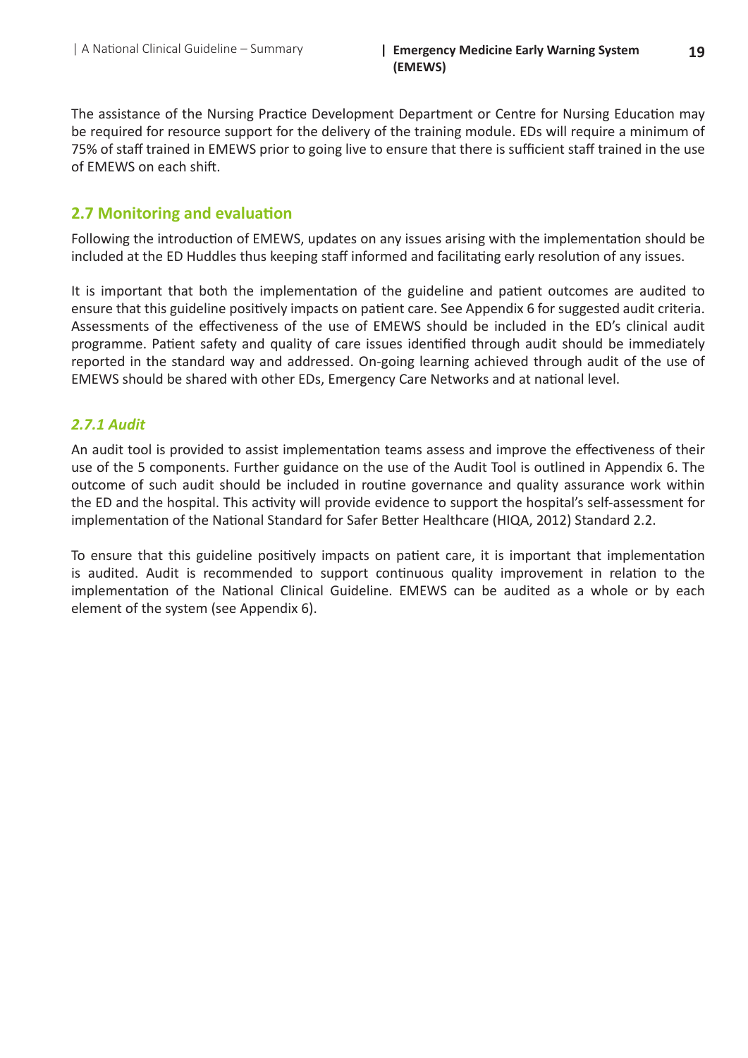The assistance of the Nursing Practice Development Department or Centre for Nursing Education may be required for resource support for the delivery of the training module. EDs will require a minimum of 75% of staff trained in EMEWS prior to going live to ensure that there is sufficient staff trained in the use of EMEWS on each shift.

## 2.7 Monitoring and evaluation

Following the introduction of EMEWS, updates on any issues arising with the implementation should be included at the ED Huddles thus keeping staff informed and facilitating early resolution of any issues.

It is important that both the implementation of the guideline and patient outcomes are audited to ensure that this guideline positively impacts on patient care. See Appendix 6 for suggested audit criteria. Assessments of the effectiveness of the use of EMEWS should be included in the ED's clinical audit programme. Patient safety and quality of care issues identified through audit should be immediately reported in the standard way and addressed. On-going learning achieved through audit of the use of EMEWS should be shared with other EDs, Emergency Care Networks and at national level.

### *2.7.1 Audit*

An audit tool is provided to assist implementation teams assess and improve the effectiveness of their use of the 5 components. Further guidance on the use of the Audit Tool is outlined in Appendix 6. The outcome of such audit should be included in routine governance and quality assurance work within the ED and the hospital. This activity will provide evidence to support the hospital's self-assessment for implementation of the National Standard for Safer Better Healthcare (HIQA, 2012) Standard 2.2.

To ensure that this guideline positively impacts on patient care, it is important that implementation is audited. Audit is recommended to support continuous quality improvement in relation to the implementation of the National Clinical Guideline. EMEWS can be audited as a whole or by each element of the system (see Appendix 6).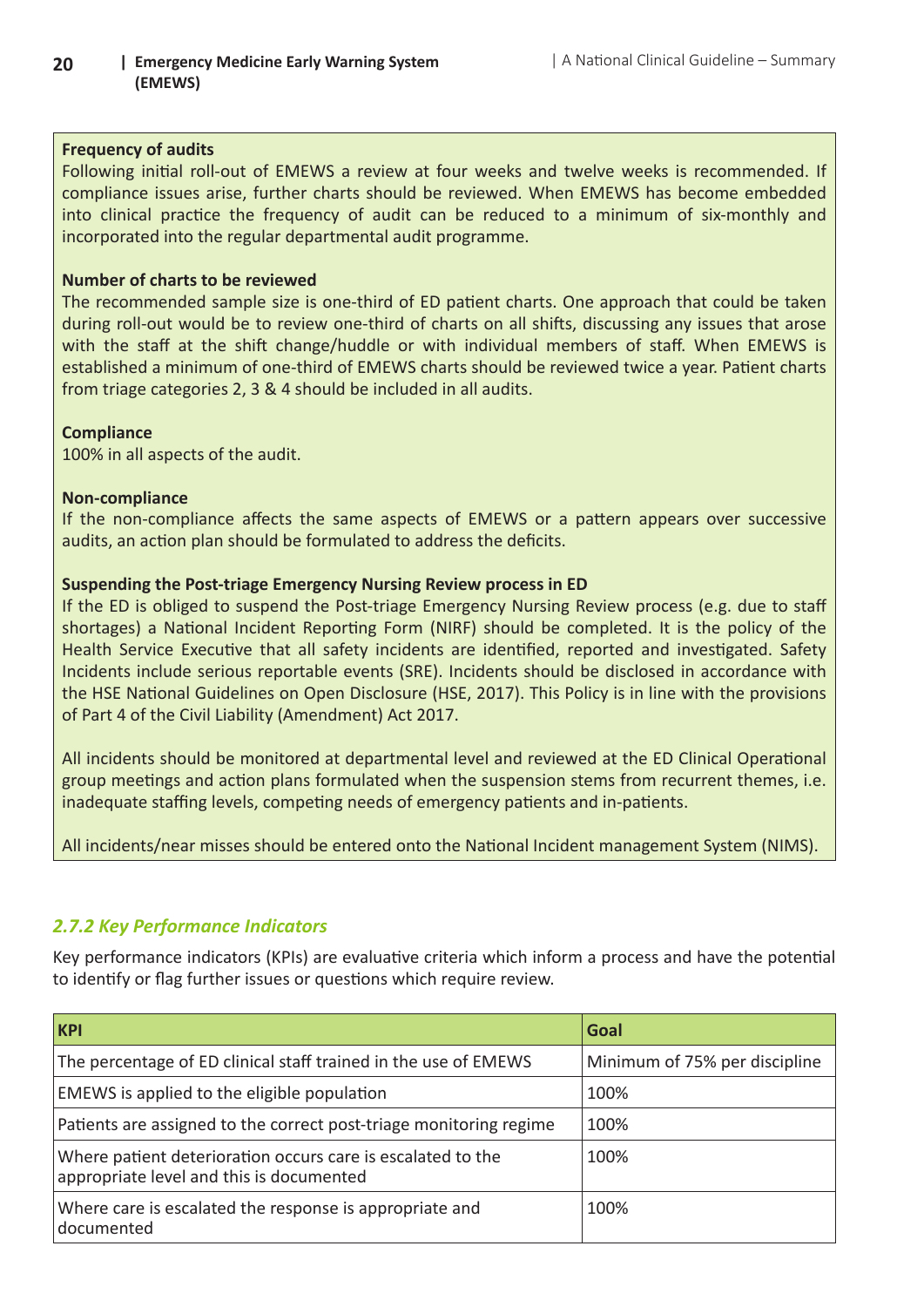**Frequency of audits**

Following initial roll-out of EMEWS a review at four weeks and twelve weeks is recommended. If compliance issues arise, further charts should be reviewed. When EMEWS has become embedded into clinical practice the frequency of audit can be reduced to a minimum of six-monthly and incorporated into the regular departmental audit programme.

**Number of charts to be reviewed**

The recommended sample size is one-third of ED patient charts. One approach that could be taken during roll-out would be to review one-third of charts on all shifts, discussing any issues that arose with the staff at the shift change/huddle or with individual members of staff. When EMEWS is established a minimum of one-third of EMEWS charts should be reviewed twice a year. Patient charts from triage categories 2, 3 & 4 should be included in all audits.

**Compliance**

100% in all aspects of the audit.

**Non-compliance**

If the non-compliance affects the same aspects of EMEWS or a pattern appears over successive audits, an action plan should be formulated to address the deficits.

**Suspending the Post-triage Emergency Nursing Review process in ED**

If the ED is obliged to suspend the Post-triage Emergency Nursing Review process (e.g. due to staff shortages) a National Incident Reporting Form (NIRF) should be completed. It is the policy of the Health Service Executive that all safety incidents are identified, reported and investigated. Safety Incidents include serious reportable events (SRE). Incidents should be disclosed in accordance with the HSE National Guidelines on Open Disclosure (HSE, 2017). This Policy is in line with the provisions of Part 4 of the Civil Liability (Amendment) Act 2017.

All incidents should be monitored at departmental level and reviewed at the ED Clinical Operational group meetings and action plans formulated when the suspension stems from recurrent themes, i.e. inadequate staffing levels, competing needs of emergency patients and in-patients.

All incidents/near misses should be entered onto the National Incident management System (NIMS).

### *2.7.2 Key Performance Indicators*

Key performance indicators (KPIs) are evaluative criteria which inform a process and have the potential to identify or flag further issues or questions which require review.

| KPI | Goal |
|---|---|
| The percentage of ED clinical staff trained in the use of EMEWS | Minimum of 75% per discipline |
| EMEWS is applied to the eligible population | 100% |
| Patients are assigned to the correct post-triage monitoring regime | 100% |
| Where patient deterioration occurs care is escalated to the appropriate level and this is documented | 100% |
| Where care is escalated the response is appropriate and documented | 100% |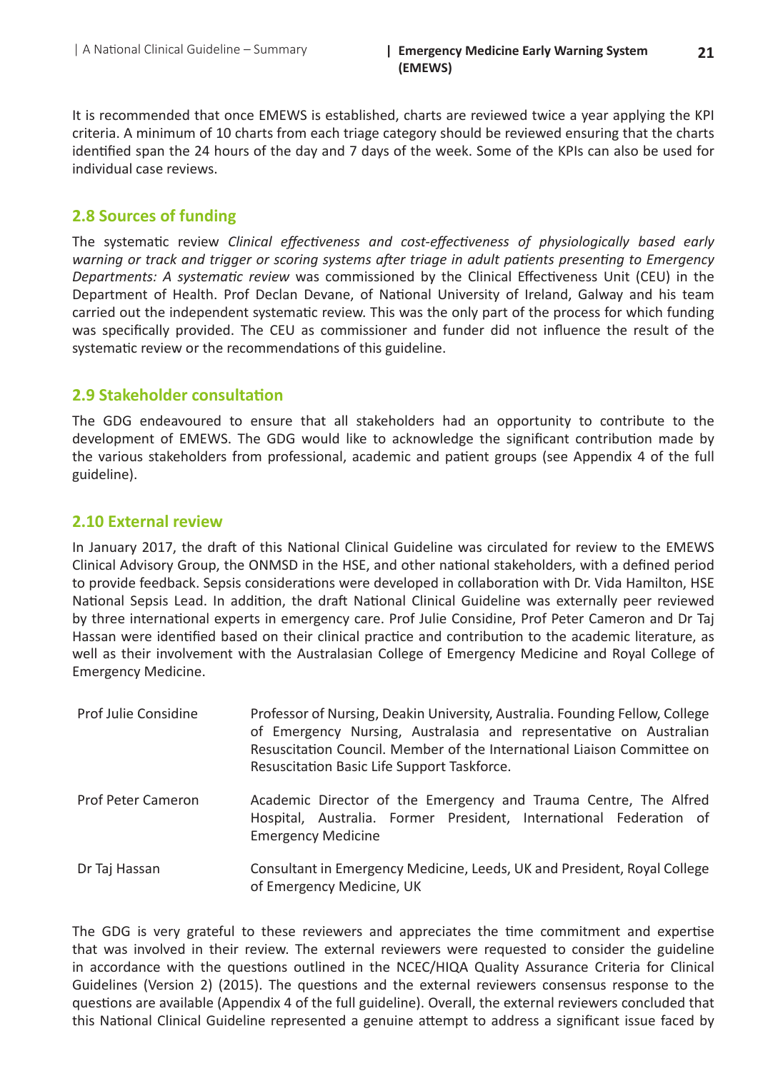It is recommended that once EMEWS is established, charts are reviewed twice a year applying the KPI criteria. A minimum of 10 charts from each triage category should be reviewed ensuring that the charts identified span the 24 hours of the day and 7 days of the week. Some of the KPIs can also be used for individual case reviews.

## 2.8 Sources of funding

The systematic review *Clinical effectiveness and cost-effectiveness of physiologically based early warning or track and trigger or scoring systems after triage in adult patients presenting to Emergency Departments: A systematic review* was commissioned by the Clinical Effectiveness Unit (CEU) in the Department of Health. Prof Declan Devane, of National University of Ireland, Galway and his team carried out the independent systematic review. This was the only part of the process for which funding was specifically provided. The CEU as commissioner and funder did not influence the result of the systematic review or the recommendations of this guideline.

## 2.9 Stakeholder consultation

The GDG endeavoured to ensure that all stakeholders had an opportunity to contribute to the development of EMEWS. The GDG would like to acknowledge the significant contribution made by the various stakeholders from professional, academic and patient groups (see Appendix 4 of the full guideline).

## 2.10 External review

In January 2017, the draft of this National Clinical Guideline was circulated for review to the EMEWS Clinical Advisory Group, the ONMSD in the HSE, and other national stakeholders, with a defined period to provide feedback. Sepsis considerations were developed in collaboration with Dr. Vida Hamilton, HSE National Sepsis Lead. In addition, the draft National Clinical Guideline was externally peer reviewed by three international experts in emergency care. Prof Julie Considine, Prof Peter Cameron and Dr Taj Hassan were identified based on their clinical practice and contribution to the academic literature, as well as their involvement with the Australasian College of Emergency Medicine and Royal College of Emergency Medicine.

| | |
|---|---|
| Prof Julie Considine | Professor of Nursing, Deakin University, Australia. Founding Fellow, College of Emergency Nursing, Australasia and representative on Australian Resuscitation Council. Member of the International Liaison Committee on Resuscitation Basic Life Support Taskforce. |
| Prof Peter Cameron | Academic Director of the Emergency and Trauma Centre, The Alfred Hospital, Australia. Former President, International Federation of Emergency Medicine |
| Dr Taj Hassan | Consultant in Emergency Medicine, Leeds, UK and President, Royal College of Emergency Medicine, UK |

The GDG is very grateful to these reviewers and appreciates the time commitment and expertise that was involved in their review. The external reviewers were requested to consider the guideline in accordance with the questions outlined in the NCEC/HIQA Quality Assurance Criteria for Clinical Guidelines (Version 2) (2015). The questions and the external reviewers consensus response to the questions are available (Appendix 4 of the full guideline). Overall, the external reviewers concluded that this National Clinical Guideline represented a genuine attempt to address a significant issue faced by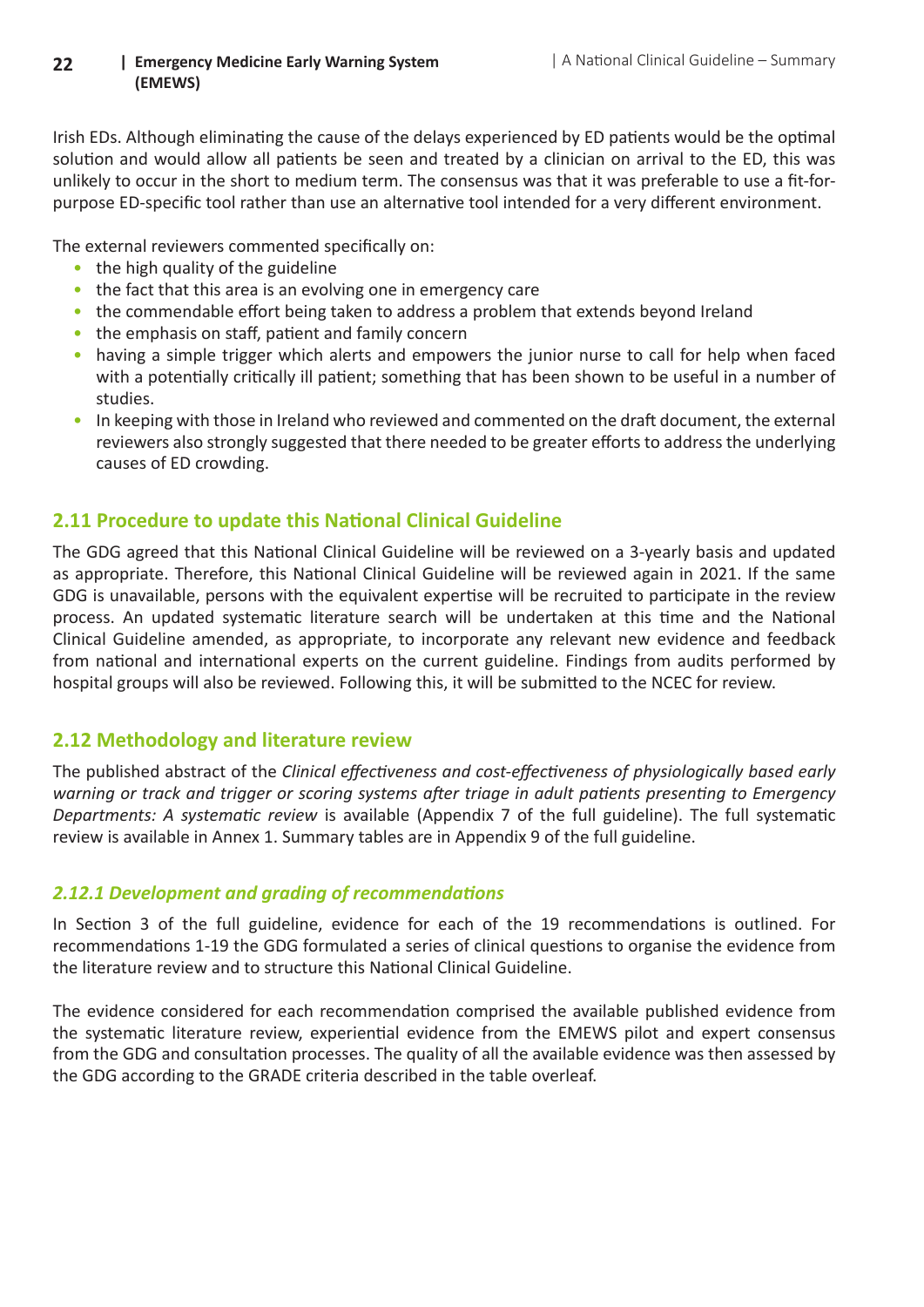Irish EDs. Although eliminating the cause of the delays experienced by ED patients would be the optimal solution and would allow all patients be seen and treated by a clinician on arrival to the ED, this was unlikely to occur in the short to medium term. The consensus was that it was preferable to use a fit-for-purpose ED-specific tool rather than use an alternative tool intended for a very different environment.

The external reviewers commented specifically on:

- the high quality of the guideline
- the fact that this area is an evolving one in emergency care
- the commendable effort being taken to address a problem that extends beyond Ireland
- the emphasis on staff, patient and family concern
- having a simple trigger which alerts and empowers the junior nurse to call for help when faced with a potentially critically ill patient; something that has been shown to be useful in a number of studies.
- In keeping with those in Ireland who reviewed and commented on the draft document, the external reviewers also strongly suggested that there needed to be greater efforts to address the underlying causes of ED crowding.

## 2.11 Procedure to update this National Clinical Guideline

The GDG agreed that this National Clinical Guideline will be reviewed on a 3-yearly basis and updated as appropriate. Therefore, this National Clinical Guideline will be reviewed again in 2021. If the same GDG is unavailable, persons with the equivalent expertise will be recruited to participate in the review process. An updated systematic literature search will be undertaken at this time and the National Clinical Guideline amended, as appropriate, to incorporate any relevant new evidence and feedback from national and international experts on the current guideline. Findings from audits performed by hospital groups will also be reviewed. Following this, it will be submitted to the NCEC for review.

## 2.12 Methodology and literature review

The published abstract of the *Clinical effectiveness and cost-effectiveness of physiologically based early warning or track and trigger or scoring systems after triage in adult patients presenting to Emergency Departments: A systematic review* is available (Appendix 7 of the full guideline). The full systematic review is available in Annex 1. Summary tables are in Appendix 9 of the full guideline.

### *2.12.1 Development and grading of recommendations*

In Section 3 of the full guideline, evidence for each of the 19 recommendations is outlined. For recommendations 1-19 the GDG formulated a series of clinical questions to organise the evidence from the literature review and to structure this National Clinical Guideline.

The evidence considered for each recommendation comprised the available published evidence from the systematic literature review, experiential evidence from the EMEWS pilot and expert consensus from the GDG and consultation processes. The quality of all the available evidence was then assessed by the GDG according to the GRADE criteria described in the table overleaf.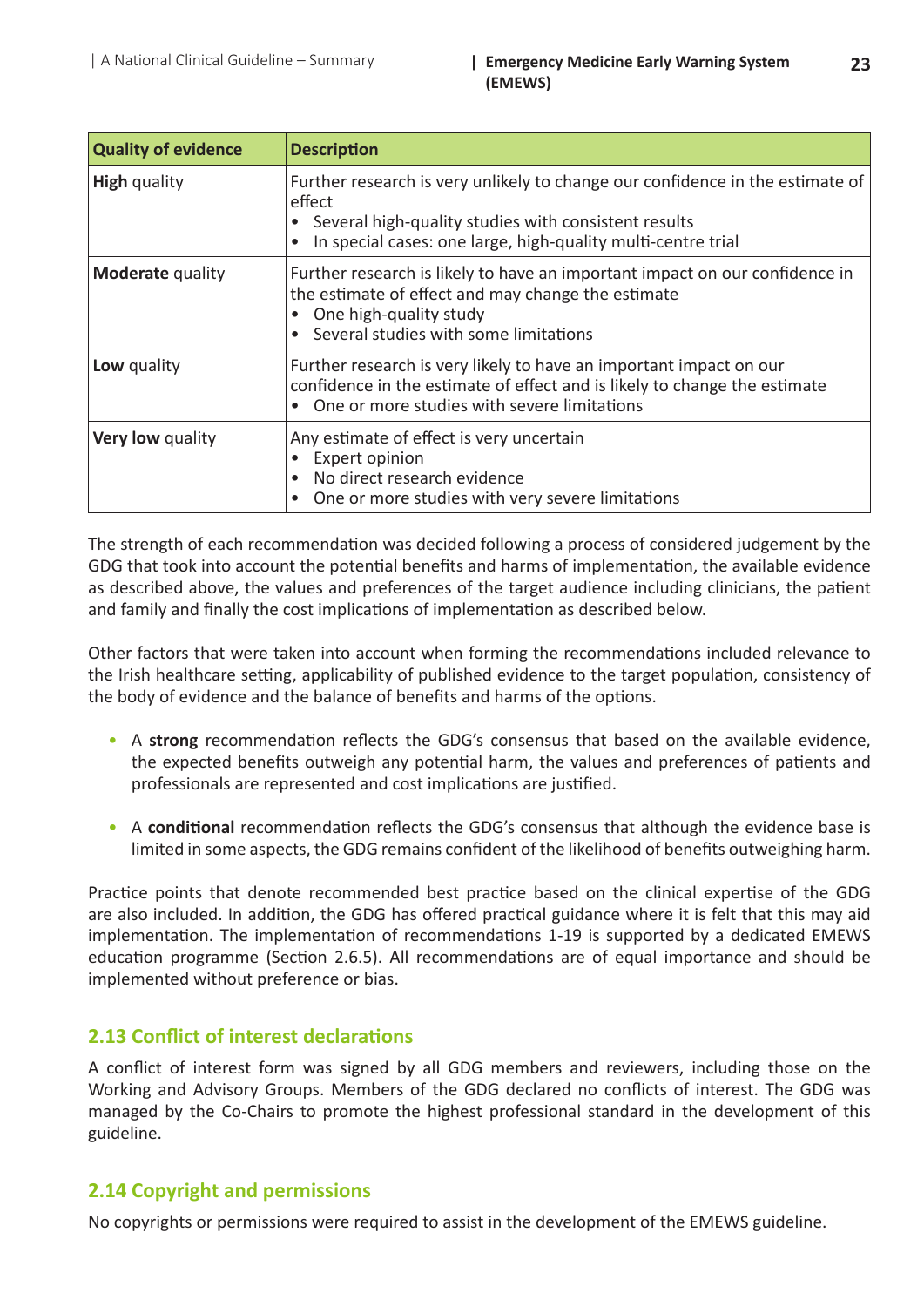| Quality of evidence | Description |
|---|---|
| **High** quality | Further research is very unlikely to change our confidence in the estimate of effect<br>• Several high-quality studies with consistent results<br>• In special cases: one large, high-quality multi-centre trial |
| **Moderate** quality | Further research is likely to have an important impact on our confidence in the estimate of effect and may change the estimate<br>• One high-quality study<br>• Several studies with some limitations |
| **Low** quality | Further research is very likely to have an important impact on our confidence in the estimate of effect and is likely to change the estimate<br>• One or more studies with severe limitations |
| **Very low** quality | Any estimate of effect is very uncertain<br>• Expert opinion<br>• No direct research evidence<br>• One or more studies with very severe limitations |

The strength of each recommendation was decided following a process of considered judgement by the GDG that took into account the potential benefits and harms of implementation, the available evidence as described above, the values and preferences of the target audience including clinicians, the patient and family and finally the cost implications of implementation as described below.

Other factors that were taken into account when forming the recommendations included relevance to the Irish healthcare setting, applicability of published evidence to the target population, consistency of the body of evidence and the balance of benefits and harms of the options.

- A **strong** recommendation reflects the GDG's consensus that based on the available evidence, the expected benefits outweigh any potential harm, the values and preferences of patients and professionals are represented and cost implications are justified.
- A **conditional** recommendation reflects the GDG's consensus that although the evidence base is limited in some aspects, the GDG remains confident of the likelihood of benefits outweighing harm.

Practice points that denote recommended best practice based on the clinical expertise of the GDG are also included. In addition, the GDG has offered practical guidance where it is felt that this may aid implementation. The implementation of recommendations 1-19 is supported by a dedicated EMEWS education programme (Section 2.6.5). All recommendations are of equal importance and should be implemented without preference or bias.

## 2.13 Conflict of interest declarations

A conflict of interest form was signed by all GDG members and reviewers, including those on the Working and Advisory Groups. Members of the GDG declared no conflicts of interest. The GDG was managed by the Co-Chairs to promote the highest professional standard in the development of this guideline.

## 2.14 Copyright and permissions

No copyrights or permissions were required to assist in the development of the EMEWS guideline.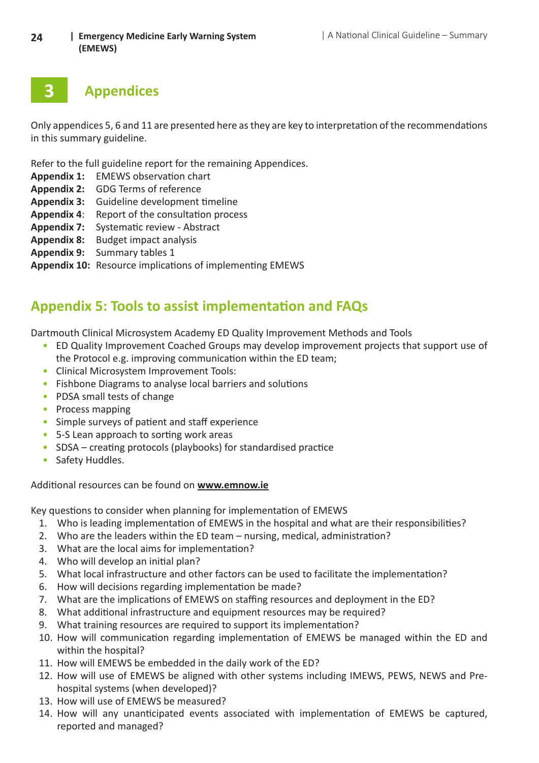# 3 Appendices

Only appendices 5, 6 and 11 are presented here as they are key to interpretation of the recommendations in this summary guideline.

Refer to the full guideline report for the remaining Appendices.

**Appendix 1:** EMEWS observation chart
**Appendix 2:** GDG Terms of reference
**Appendix 3:** Guideline development timeline
**Appendix 4**: Report of the consultation process
**Appendix 7:** Systematic review - Abstract
**Appendix 8:** Budget impact analysis
**Appendix 9:** Summary tables 1
**Appendix 10:** Resource implications of implementing EMEWS

## Appendix 5: Tools to assist implementation and FAQs

Dartmouth Clinical Microsystem Academy ED Quality Improvement Methods and Tools

- ED Quality Improvement Coached Groups may develop improvement projects that support use of the Protocol e.g. improving communication within the ED team;
- Clinical Microsystem Improvement Tools:
- Fishbone Diagrams to analyse local barriers and solutions
- PDSA small tests of change
- Process mapping
- Simple surveys of patient and staff experience
- 5-S Lean approach to sorting work areas
- SDSA – creating protocols (playbooks) for standardised practice
- Safety Huddles.

Additional resources can be found on **www.emnow.ie**

Key questions to consider when planning for implementation of EMEWS

1. Who is leading implementation of EMEWS in the hospital and what are their responsibilities?
2. Who are the leaders within the ED team – nursing, medical, administration?
3. What are the local aims for implementation?
4. Who will develop an initial plan?
5. What local infrastructure and other factors can be used to facilitate the implementation?
6. How will decisions regarding implementation be made?
7. What are the implications of EMEWS on staffing resources and deployment in the ED?
8. What additional infrastructure and equipment resources may be required?
9. What training resources are required to support its implementation?
10. How will communication regarding implementation of EMEWS be managed within the ED and within the hospital?
11. How will EMEWS be embedded in the daily work of the ED?
12. How will use of EMEWS be aligned with other systems including IMEWS, PEWS, NEWS and Pre-hospital systems (when developed)?
13. How will use of EMEWS be measured?
14. How will any unanticipated events associated with implementation of EMEWS be captured, reported and managed?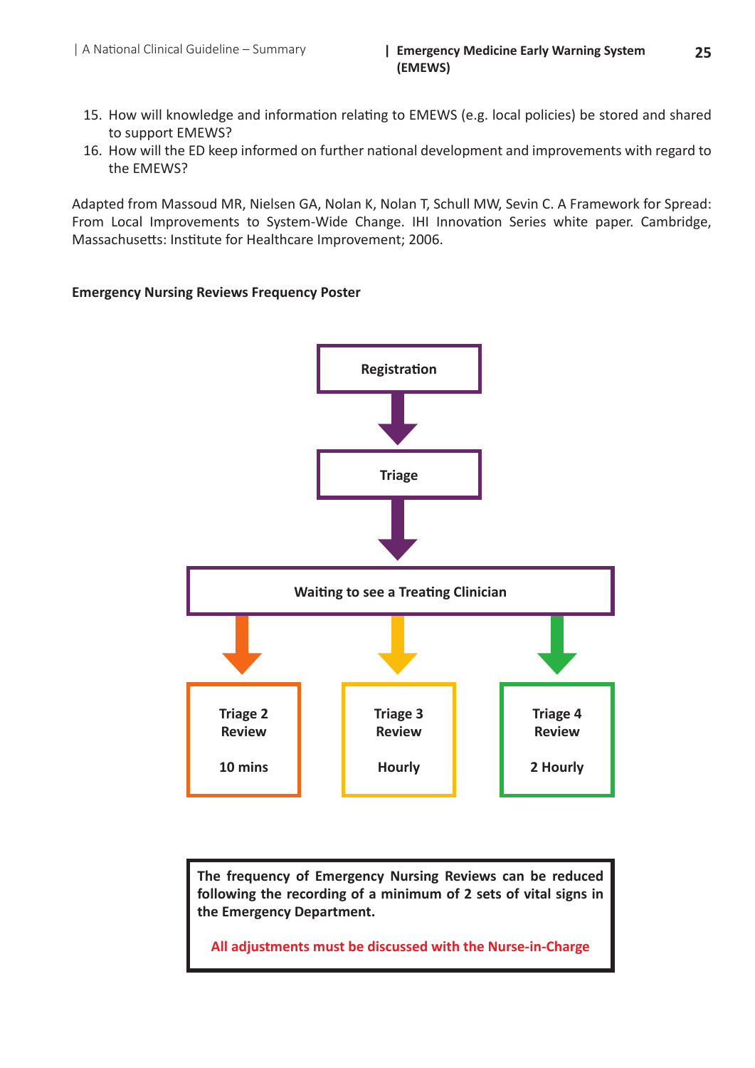15. How will knowledge and information relating to EMEWS (e.g. local policies) be stored and shared to support EMEWS?
16. How will the ED keep informed on further national development and improvements with regard to the EMEWS?

Adapted from Massoud MR, Nielsen GA, Nolan K, Nolan T, Schull MW, Sevin C. A Framework for Spread: From Local Improvements to System-Wide Change. IHI Innovation Series white paper. Cambridge, Massachusetts: Institute for Healthcare Improvement; 2006.

**Emergency Nursing Reviews Frequency Poster**

**Registration**

↓

**Triage**

↓

**Waiting to see a Treating Clinician**

↓

| Triage 2 Review | Triage 3 Review | Triage 4 Review |
| --- | --- | --- |
| 10 mins | Hourly | 2 Hourly |

**The frequency of Emergency Nursing Reviews can be reduced following the recording of a minimum of 2 sets of vital signs in the Emergency Department.**

**All adjustments must be discussed with the Nurse-in-Charge**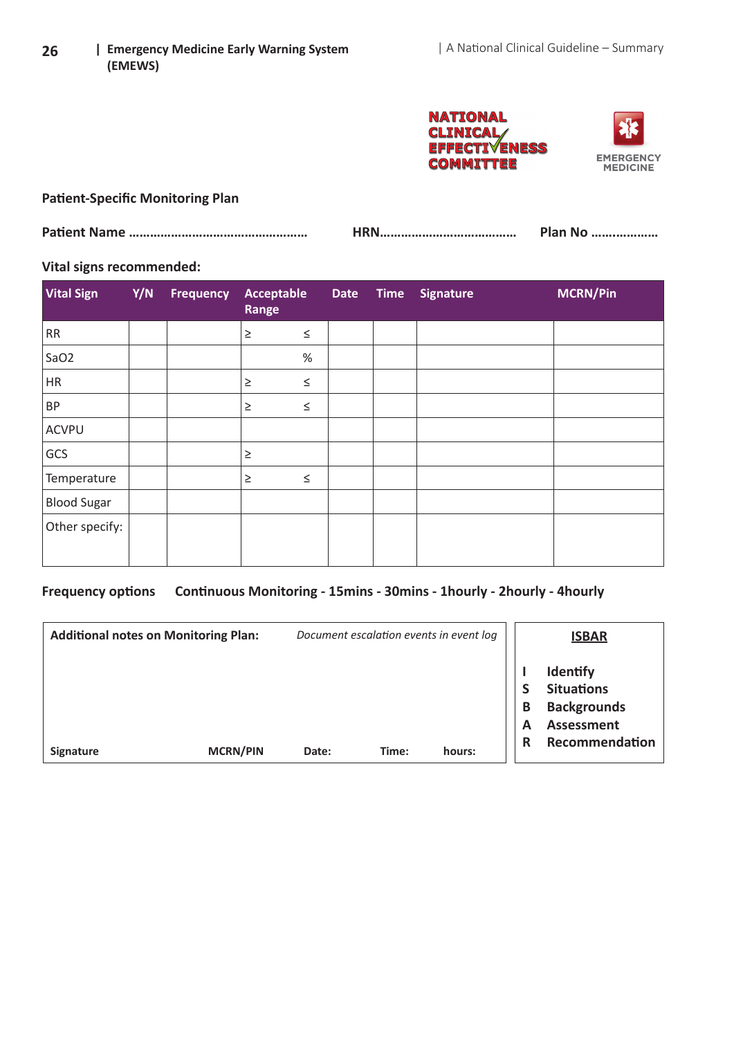NATIONAL CLINICAL EFFECTIVENESS COMMITTEE

EMERGENCY MEDICINE

## Patient-Specific Monitoring Plan

**Patient Name ………………………………………………** **HRN…………………………………** **Plan No ………………**

**Vital signs recommended:**

| Vital Sign | Y/N | Frequency | Acceptable Range | | Date | Time | Signature | MCRN/Pin |
|---|---|---|---|---|---|---|---|---|
| RR | | | ≥ | ≤ | | | | |
| SaO2 | | | | % | | | | |
| HR | | | ≥ | ≤ | | | | |
| BP | | | ≥ | ≤ | | | | |
| ACVPU | | | | | | | | |
| GCS | | | ≥ | | | | | |
| Temperature | | | ≥ | ≤ | | | | |
| Blood Sugar | | | | | | | | |
| Other specify: | | | | | | | | |

**Frequency options** **Continuous Monitoring - 15mins - 30mins - 1hourly - 2hourly - 4hourly**

**Additional notes on Monitoring Plan:** *Document escalation events in event log*

**Signature** **MCRN/PIN** **Date:** **Time:** **hours:**

**ISBAR**

- **I** Identify
- **S** Situations
- **B** Backgrounds
- **A** Assessment
- **R** Recommendation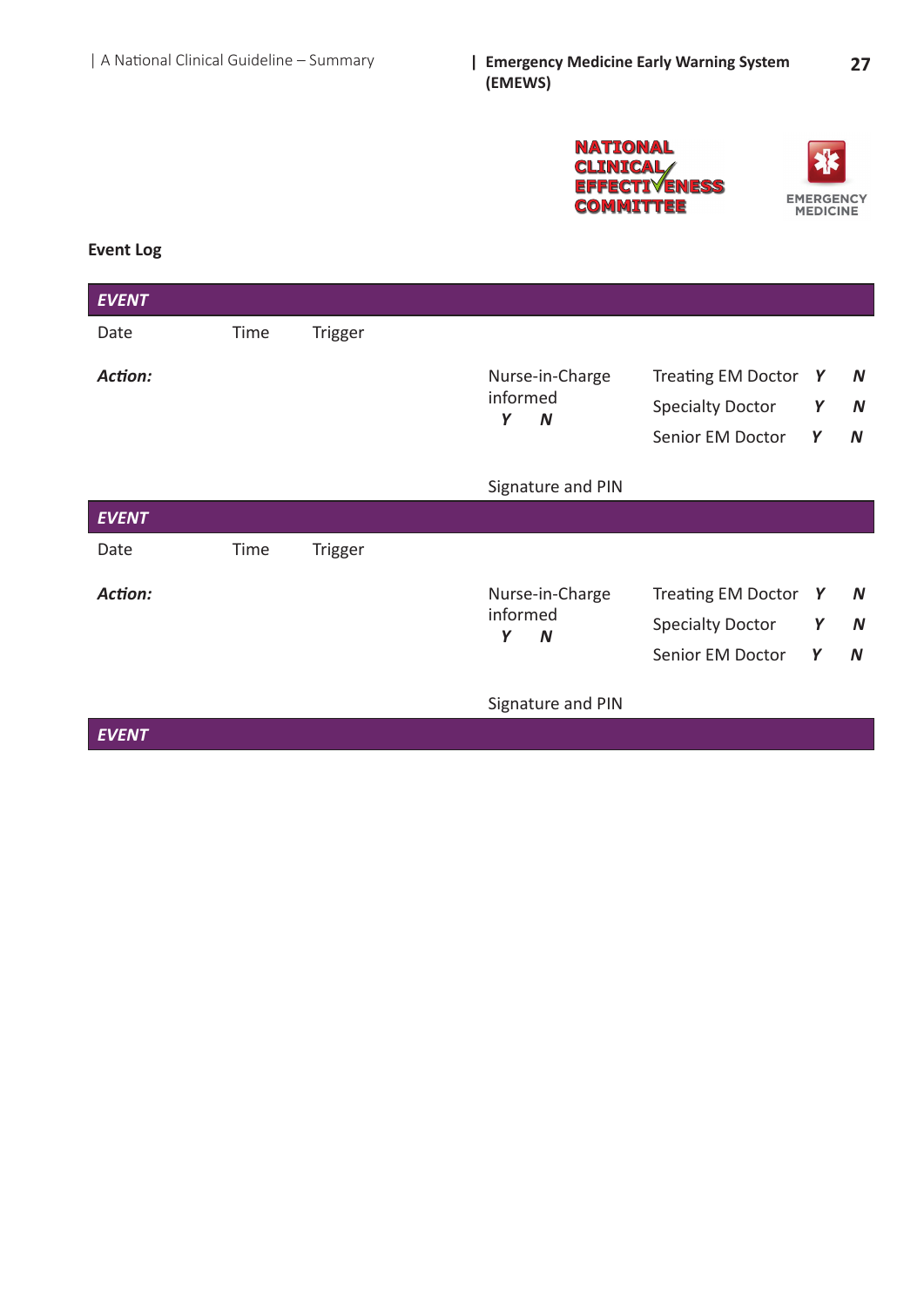**Event Log**

| ***EVENT*** | | | | | | |
|---|---|---|---|---|---|---|
| Date | Time | Trigger | | | | |
| ***Action:*** | | | Nurse-in-Charge informed ***Y*** ***N*** | Treating EM Doctor | ***Y*** | ***N*** |
| | | | | Specialty Doctor | ***Y*** | ***N*** |
| | | | | Senior EM Doctor | ***Y*** | ***N*** |
| | | | Signature and PIN | | | |

| ***EVENT*** | | | | | | |
|---|---|---|---|---|---|---|
| Date | Time | Trigger | | | | |
| ***Action:*** | | | Nurse-in-Charge informed ***Y*** ***N*** | Treating EM Doctor | ***Y*** | ***N*** |
| | | | | Specialty Doctor | ***Y*** | ***N*** |
| | | | | Senior EM Doctor | ***Y*** | ***N*** |
| | | | Signature and PIN | | | |

| ***EVENT*** |
|---|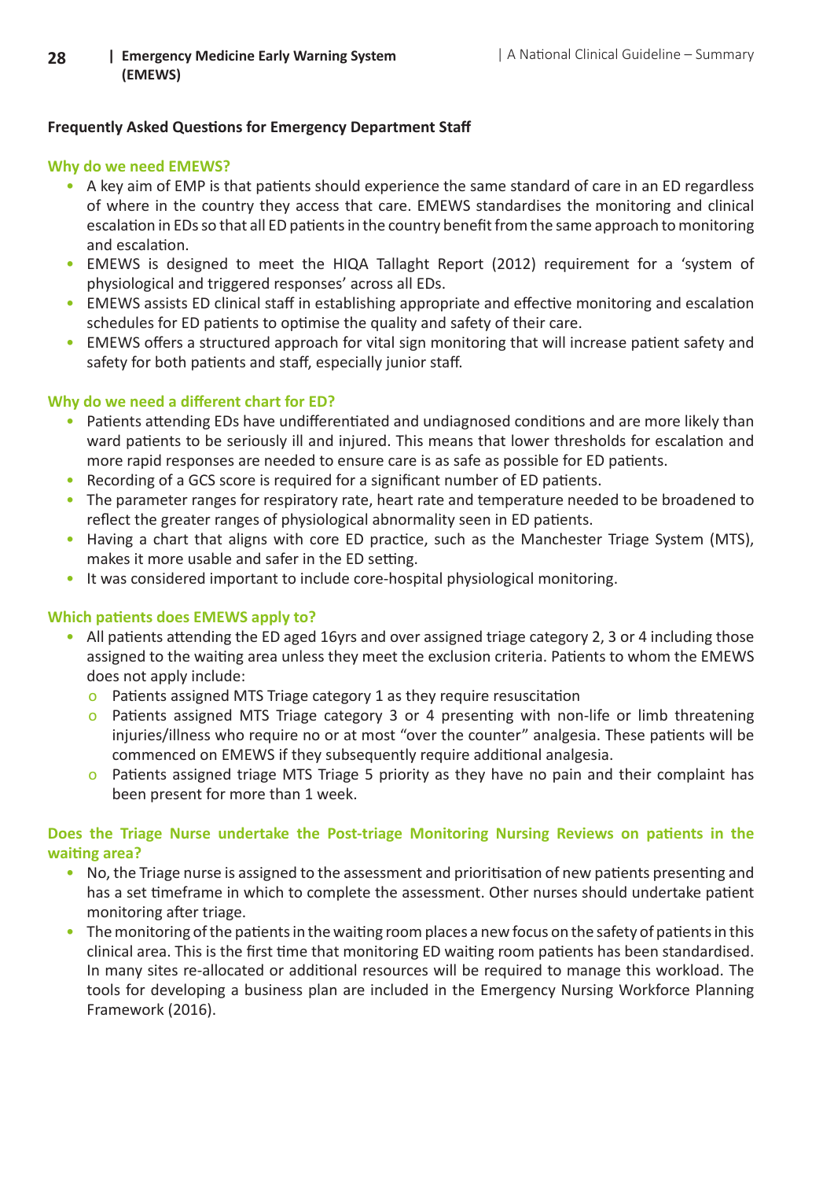## Frequently Asked Questions for Emergency Department Staff

### Why do we need EMEWS?

- A key aim of EMP is that patients should experience the same standard of care in an ED regardless of where in the country they access that care. EMEWS standardises the monitoring and clinical escalation in EDs so that all ED patients in the country benefit from the same approach to monitoring and escalation.
- EMEWS is designed to meet the HIQA Tallaght Report (2012) requirement for a 'system of physiological and triggered responses' across all EDs.
- EMEWS assists ED clinical staff in establishing appropriate and effective monitoring and escalation schedules for ED patients to optimise the quality and safety of their care.
- EMEWS offers a structured approach for vital sign monitoring that will increase patient safety and safety for both patients and staff, especially junior staff.

### Why do we need a different chart for ED?

- Patients attending EDs have undifferentiated and undiagnosed conditions and are more likely than ward patients to be seriously ill and injured. This means that lower thresholds for escalation and more rapid responses are needed to ensure care is as safe as possible for ED patients.
- Recording of a GCS score is required for a significant number of ED patients.
- The parameter ranges for respiratory rate, heart rate and temperature needed to be broadened to reflect the greater ranges of physiological abnormality seen in ED patients.
- Having a chart that aligns with core ED practice, such as the Manchester Triage System (MTS), makes it more usable and safer in the ED setting.
- It was considered important to include core-hospital physiological monitoring.

### Which patients does EMEWS apply to?

- All patients attending the ED aged 16yrs and over assigned triage category 2, 3 or 4 including those assigned to the waiting area unless they meet the exclusion criteria. Patients to whom the EMEWS does not apply include:
  - Patients assigned MTS Triage category 1 as they require resuscitation
  - Patients assigned MTS Triage category 3 or 4 presenting with non-life or limb threatening injuries/illness who require no or at most "over the counter" analgesia. These patients will be commenced on EMEWS if they subsequently require additional analgesia.
  - Patients assigned triage MTS Triage 5 priority as they have no pain and their complaint has been present for more than 1 week.

### Does the Triage Nurse undertake the Post-triage Monitoring Nursing Reviews on patients in the waiting area?

- No, the Triage nurse is assigned to the assessment and prioritisation of new patients presenting and has a set timeframe in which to complete the assessment. Other nurses should undertake patient monitoring after triage.
- The monitoring of the patients in the waiting room places a new focus on the safety of patients in this clinical area. This is the first time that monitoring ED waiting room patients has been standardised. In many sites re-allocated or additional resources will be required to manage this workload. The tools for developing a business plan are included in the Emergency Nursing Workforce Planning Framework (2016).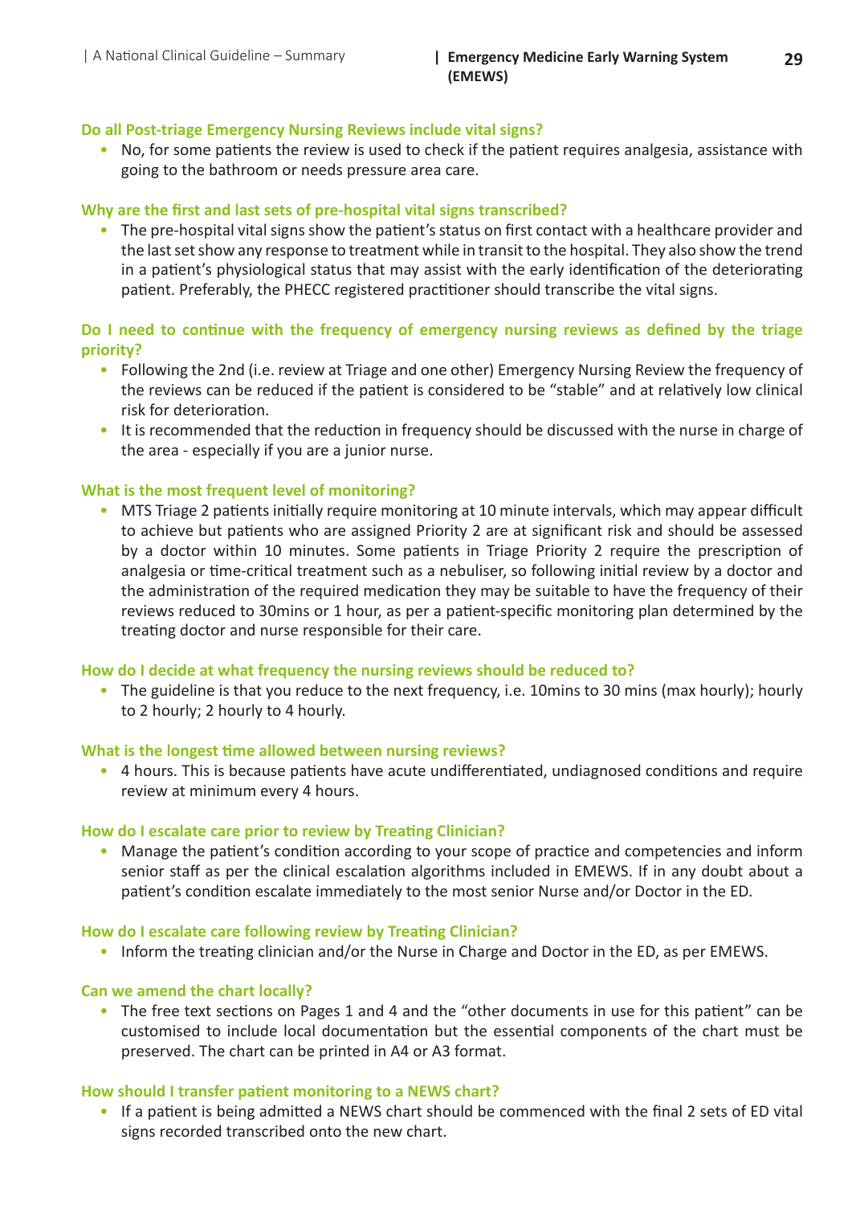### Do all Post-triage Emergency Nursing Reviews include vital signs?

- No, for some patients the review is used to check if the patient requires analgesia, assistance with going to the bathroom or needs pressure area care.

### Why are the first and last sets of pre-hospital vital signs transcribed?

- The pre-hospital vital signs show the patient's status on first contact with a healthcare provider and the last set show any response to treatment while in transit to the hospital. They also show the trend in a patient's physiological status that may assist with the early identification of the deteriorating patient. Preferably, the PHECC registered practitioner should transcribe the vital signs.

### Do I need to continue with the frequency of emergency nursing reviews as defined by the triage priority?

- Following the 2nd (i.e. review at Triage and one other) Emergency Nursing Review the frequency of the reviews can be reduced if the patient is considered to be "stable" and at relatively low clinical risk for deterioration.
- It is recommended that the reduction in frequency should be discussed with the nurse in charge of the area - especially if you are a junior nurse.

### What is the most frequent level of monitoring?

- MTS Triage 2 patients initially require monitoring at 10 minute intervals, which may appear difficult to achieve but patients who are assigned Priority 2 are at significant risk and should be assessed by a doctor within 10 minutes. Some patients in Triage Priority 2 require the prescription of analgesia or time-critical treatment such as a nebuliser, so following initial review by a doctor and the administration of the required medication they may be suitable to have the frequency of their reviews reduced to 30mins or 1 hour, as per a patient-specific monitoring plan determined by the treating doctor and nurse responsible for their care.

### How do I decide at what frequency the nursing reviews should be reduced to?

- The guideline is that you reduce to the next frequency, i.e. 10mins to 30 mins (max hourly); hourly to 2 hourly; 2 hourly to 4 hourly.

### What is the longest time allowed between nursing reviews?

- 4 hours. This is because patients have acute undifferentiated, undiagnosed conditions and require review at minimum every 4 hours.

### How do I escalate care prior to review by Treating Clinician?

- Manage the patient's condition according to your scope of practice and competencies and inform senior staff as per the clinical escalation algorithms included in EMEWS. If in any doubt about a patient's condition escalate immediately to the most senior Nurse and/or Doctor in the ED.

### How do I escalate care following review by Treating Clinician?

- Inform the treating clinician and/or the Nurse in Charge and Doctor in the ED, as per EMEWS.

### Can we amend the chart locally?

- The free text sections on Pages 1 and 4 and the "other documents in use for this patient" can be customised to include local documentation but the essential components of the chart must be preserved. The chart can be printed in A4 or A3 format.

### How should I transfer patient monitoring to a NEWS chart?

- If a patient is being admitted a NEWS chart should be commenced with the final 2 sets of ED vital signs recorded transcribed onto the new chart.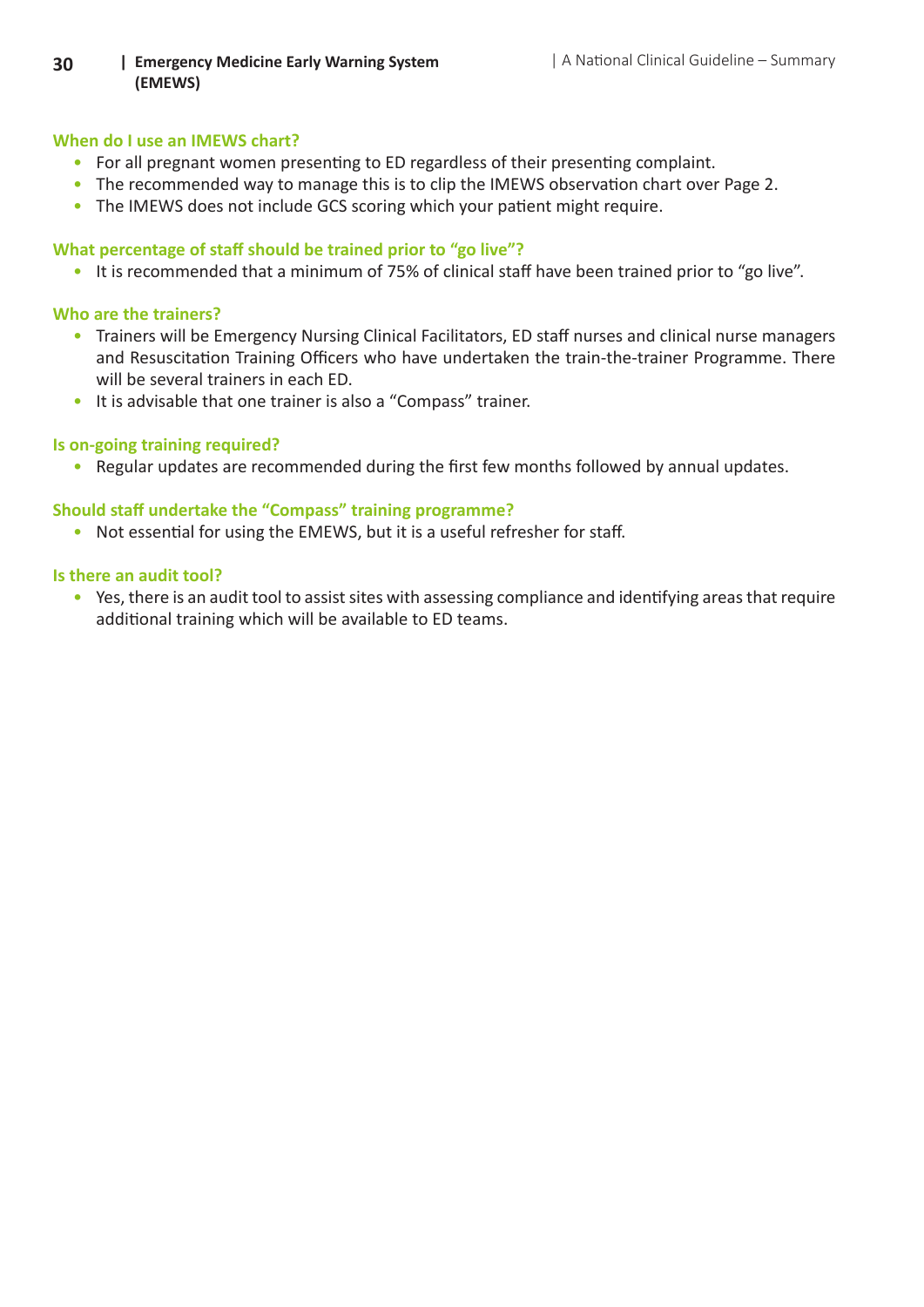### When do I use an IMEWS chart?

- For all pregnant women presenting to ED regardless of their presenting complaint.
- The recommended way to manage this is to clip the IMEWS observation chart over Page 2.
- The IMEWS does not include GCS scoring which your patient might require.

### What percentage of staff should be trained prior to "go live"?

- It is recommended that a minimum of 75% of clinical staff have been trained prior to "go live".

### Who are the trainers?

- Trainers will be Emergency Nursing Clinical Facilitators, ED staff nurses and clinical nurse managers and Resuscitation Training Officers who have undertaken the train-the-trainer Programme. There will be several trainers in each ED.
- It is advisable that one trainer is also a "Compass" trainer.

### Is on-going training required?

- Regular updates are recommended during the first few months followed by annual updates.

### Should staff undertake the "Compass" training programme?

- Not essential for using the EMEWS, but it is a useful refresher for staff.

### Is there an audit tool?

- Yes, there is an audit tool to assist sites with assessing compliance and identifying areas that require additional training which will be available to ED teams.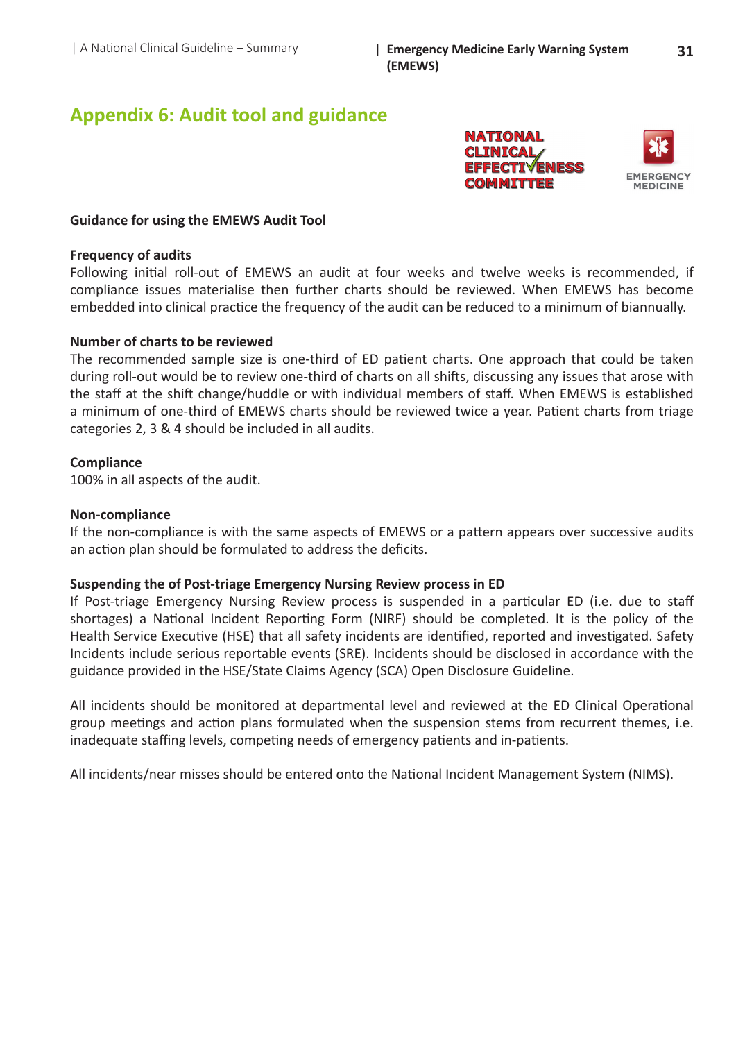# Appendix 6: Audit tool and guidance

**Guidance for using the EMEWS Audit Tool**

**Frequency of audits**

Following initial roll-out of EMEWS an audit at four weeks and twelve weeks is recommended, if compliance issues materialise then further charts should be reviewed. When EMEWS has become embedded into clinical practice the frequency of the audit can be reduced to a minimum of biannually.

**Number of charts to be reviewed**

The recommended sample size is one-third of ED patient charts. One approach that could be taken during roll-out would be to review one-third of charts on all shifts, discussing any issues that arose with the staff at the shift change/huddle or with individual members of staff. When EMEWS is established a minimum of one-third of EMEWS charts should be reviewed twice a year. Patient charts from triage categories 2, 3 & 4 should be included in all audits.

**Compliance**

100% in all aspects of the audit.

**Non-compliance**

If the non-compliance is with the same aspects of EMEWS or a pattern appears over successive audits an action plan should be formulated to address the deficits.

**Suspending the of Post-triage Emergency Nursing Review process in ED**

If Post-triage Emergency Nursing Review process is suspended in a particular ED (i.e. due to staff shortages) a National Incident Reporting Form (NIRF) should be completed. It is the policy of the Health Service Executive (HSE) that all safety incidents are identified, reported and investigated. Safety Incidents include serious reportable events (SRE). Incidents should be disclosed in accordance with the guidance provided in the HSE/State Claims Agency (SCA) Open Disclosure Guideline.

All incidents should be monitored at departmental level and reviewed at the ED Clinical Operational group meetings and action plans formulated when the suspension stems from recurrent themes, i.e. inadequate staffing levels, competing needs of emergency patients and in-patients.

All incidents/near misses should be entered onto the National Incident Management System (NIMS).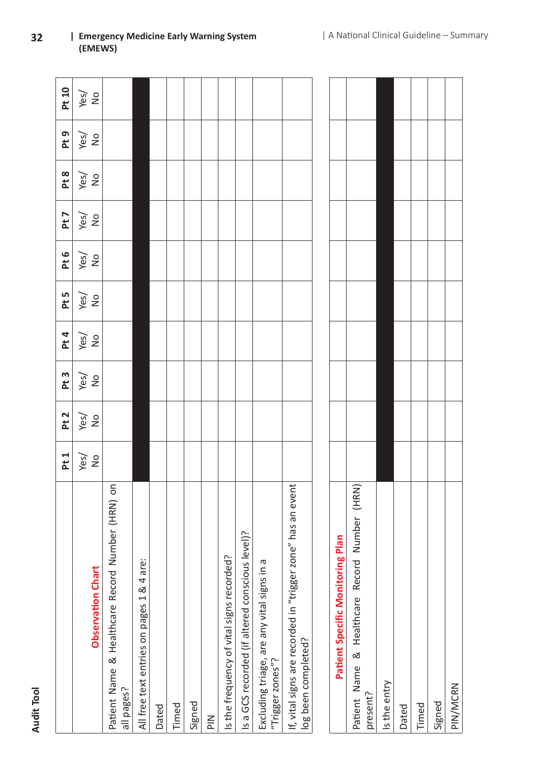## Audit Tool

| Observation Chart | Pt 1 | Pt 2 | Pt 3 | Pt 4 | Pt 5 | Pt 6 | Pt 7 | Pt 8 | Pt 9 | Pt 10 |
|---|---|---|---|---|---|---|---|---|---|---|
| | Yes/ No | Yes/ No | Yes/ No | Yes/ No | Yes/ No | Yes/ No | Yes/ No | Yes/ No | Yes/ No | Yes/ No |
| Patient Name & Healthcare Record Number (HRN) on all pages? | | | | | | | | | | |
| All free text entries on pages 1 & 4 are: | | | | | | | | | | |
| Dated | | | | | | | | | | |
| Timed | | | | | | | | | | |
| Signed | | | | | | | | | | |
| PIN | | | | | | | | | | |
| Is the frequency of vital signs recorded? | | | | | | | | | | |
| Is a GCS recorded (if altered conscious level)? | | | | | | | | | | |
| Excluding triage, are any vital signs in a "Trigger zones"? | | | | | | | | | | |
| If, vital signs are recorded in "trigger zone" has an event log been completed? | | | | | | | | | | |

| Patient Specific Monitoring Plan | | | | | | | | | | |
|---|---|---|---|---|---|---|---|---|---|---|
| Patient Name & Healthcare Record Number (HRN) present? | | | | | | | | | | |
| Is the entry | | | | | | | | | | |
| Dated | | | | | | | | | | |
| Timed | | | | | | | | | | |
| Signed | | | | | | | | | | |
| PIN/MCRN | | | | | | | | | | |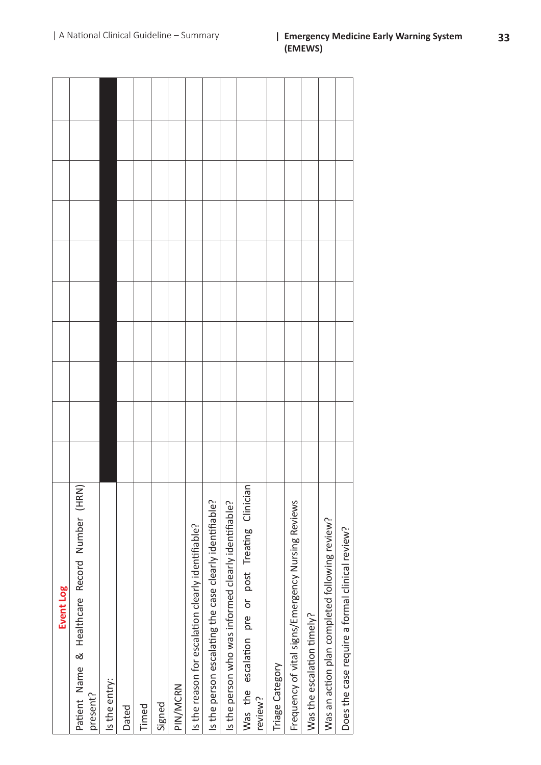| Event Log | | | | | | | | | | |
|---|---|---|---|---|---|---|---|---|---|---|
| Patient Name & Healthcare Record Number (HRN) present? | | | | | | | | | | |
| Is the entry: | | | | | | | | | | |
| Dated | | | | | | | | | | |
| Timed | | | | | | | | | | |
| Signed | | | | | | | | | | |
| PIN/MCRN | | | | | | | | | | |
| Is the reason for escalation clearly identifiable? | | | | | | | | | | |
| Is the person escalating the case clearly identifiable? | | | | | | | | | | |
| Is the person who was informed clearly identifiable? | | | | | | | | | | |
| Was the escalation pre or post Treating Clinician review? | | | | | | | | | | |
| Triage Category | | | | | | | | | | |
| Frequency of vital signs/Emergency Nursing Reviews | | | | | | | | | | |
| Was the escalation timely? | | | | | | | | | | |
| Was an action plan completed following review? | | | | | | | | | | |
| Does the case require a formal clinical review? | | | | | | | | | | |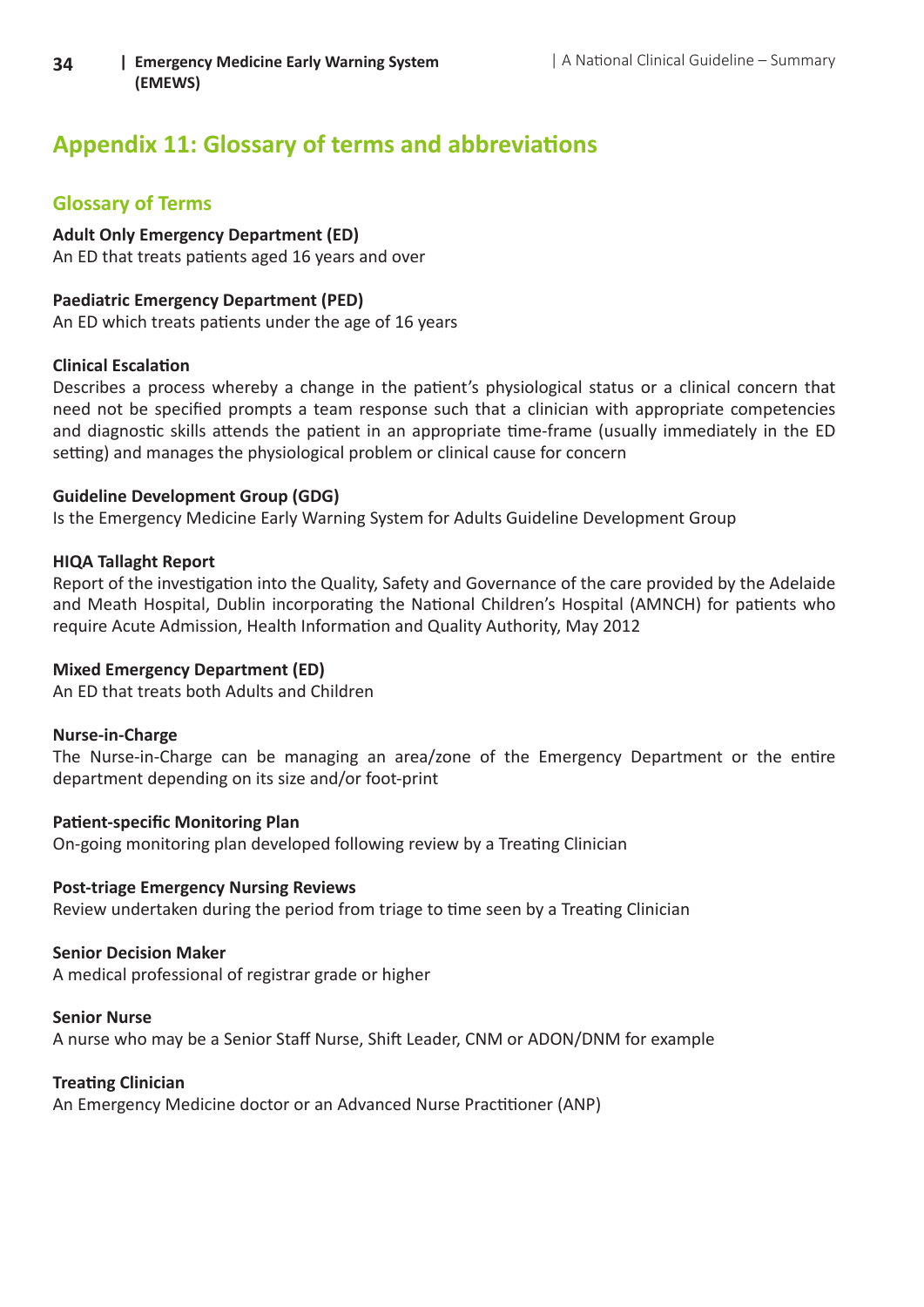# Appendix 11: Glossary of terms and abbreviations

## Glossary of Terms

**Adult Only Emergency Department (ED)**
An ED that treats patients aged 16 years and over

**Paediatric Emergency Department (PED)**
An ED which treats patients under the age of 16 years

**Clinical Escalation**
Describes a process whereby a change in the patient's physiological status or a clinical concern that need not be specified prompts a team response such that a clinician with appropriate competencies and diagnostic skills attends the patient in an appropriate time-frame (usually immediately in the ED setting) and manages the physiological problem or clinical cause for concern

**Guideline Development Group (GDG)**
Is the Emergency Medicine Early Warning System for Adults Guideline Development Group

**HIQA Tallaght Report**
Report of the investigation into the Quality, Safety and Governance of the care provided by the Adelaide and Meath Hospital, Dublin incorporating the National Children's Hospital (AMNCH) for patients who require Acute Admission, Health Information and Quality Authority, May 2012

**Mixed Emergency Department (ED)**
An ED that treats both Adults and Children

**Nurse-in-Charge**
The Nurse-in-Charge can be managing an area/zone of the Emergency Department or the entire department depending on its size and/or foot-print

**Patient-specific Monitoring Plan**
On-going monitoring plan developed following review by a Treating Clinician

**Post-triage Emergency Nursing Reviews**
Review undertaken during the period from triage to time seen by a Treating Clinician

**Senior Decision Maker**
A medical professional of registrar grade or higher

**Senior Nurse**
A nurse who may be a Senior Staff Nurse, Shift Leader, CNM or ADON/DNM for example

**Treating Clinician**
An Emergency Medicine doctor or an Advanced Nurse Practitioner (ANP)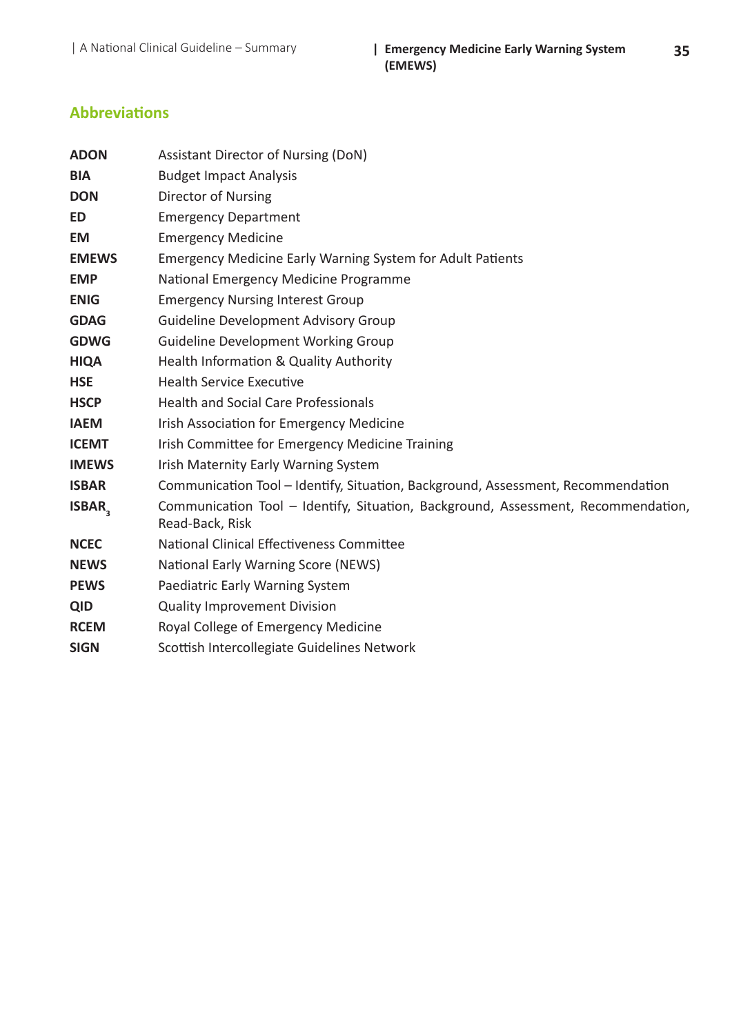## Abbreviations

| | |
|---|---|
| **ADON** | Assistant Director of Nursing (DoN) |
| **BIA** | Budget Impact Analysis |
| **DON** | Director of Nursing |
| **ED** | Emergency Department |
| **EM** | Emergency Medicine |
| **EMEWS** | Emergency Medicine Early Warning System for Adult Patients |
| **EMP** | National Emergency Medicine Programme |
| **ENIG** | Emergency Nursing Interest Group |
| **GDAG** | Guideline Development Advisory Group |
| **GDWG** | Guideline Development Working Group |
| **HIQA** | Health Information & Quality Authority |
| **HSE** | Health Service Executive |
| **HSCP** | Health and Social Care Professionals |
| **IAEM** | Irish Association for Emergency Medicine |
| **ICEMT** | Irish Committee for Emergency Medicine Training |
| **IMEWS** | Irish Maternity Early Warning System |
| **ISBAR** | Communication Tool – Identify, Situation, Background, Assessment, Recommendation |
| **$ISBAR_3$** | Communication Tool – Identify, Situation, Background, Assessment, Recommendation, Read-Back, Risk |
| **NCEC** | National Clinical Effectiveness Committee |
| **NEWS** | National Early Warning Score (NEWS) |
| **PEWS** | Paediatric Early Warning System |
| **QID** | Quality Improvement Division |
| **RCEM** | Royal College of Emergency Medicine |
| **SIGN** | Scottish Intercollegiate Guidelines Network |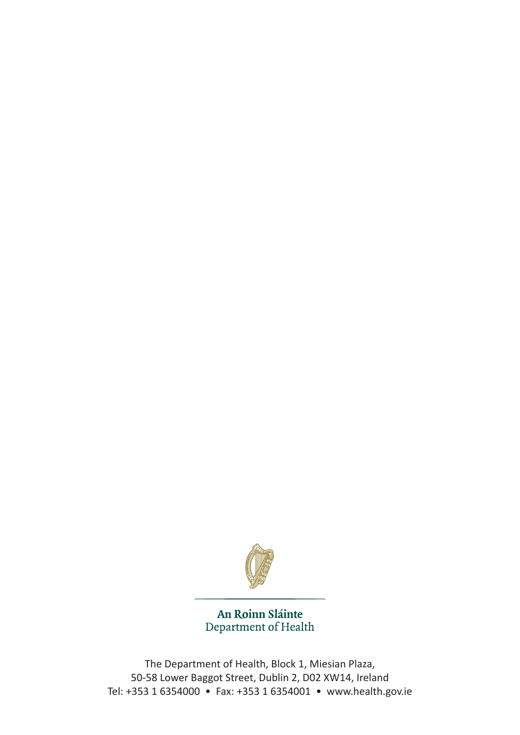An Roinn Sláinte
Department of Health

The Department of Health, Block 1, Miesian Plaza,
50-58 Lower Baggot Street, Dublin 2, D02 XW14, Ireland
Tel: +353 1 6354000 • Fax: +353 1 6354001 • www.health.gov.ie